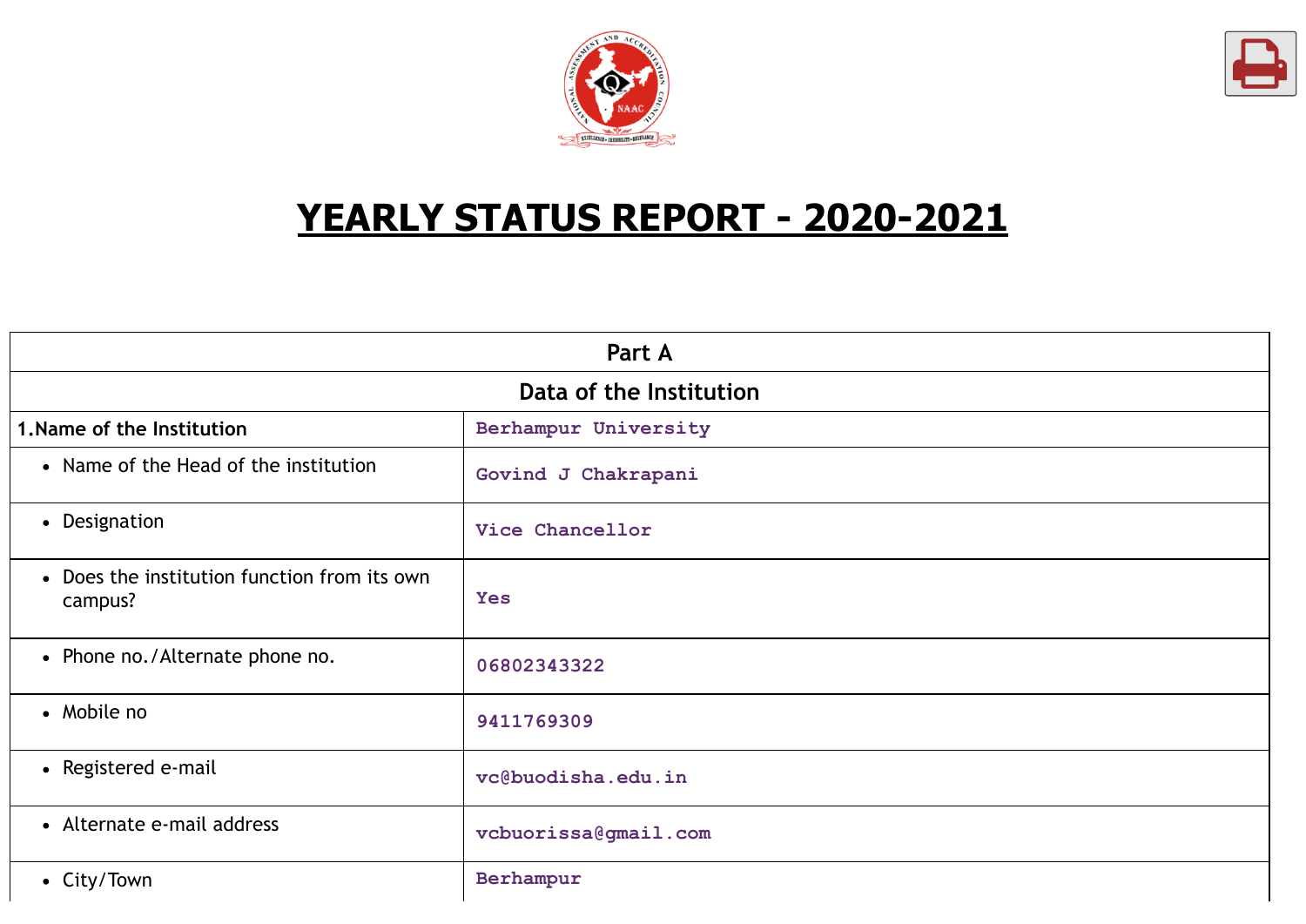# YEARLY STATUS REPORT - 2020-2021

| Part A | |
|---|---|
| **Data of the Institution** | |
| **1.Name of the Institution** | Berhampur University |
| • Name of the Head of the institution | Govind J Chakrapani |
| • Designation | Vice Chancellor |
| • Does the institution function from its own campus? | Yes |
| • Phone no./Alternate phone no. | 06802343322 |
| • Mobile no | 9411769309 |
| • Registered e-mail | vc@buodisha.edu.in |
| • Alternate e-mail address | vcbuorissa@gmail.com |
| • City/Town | Berhampur |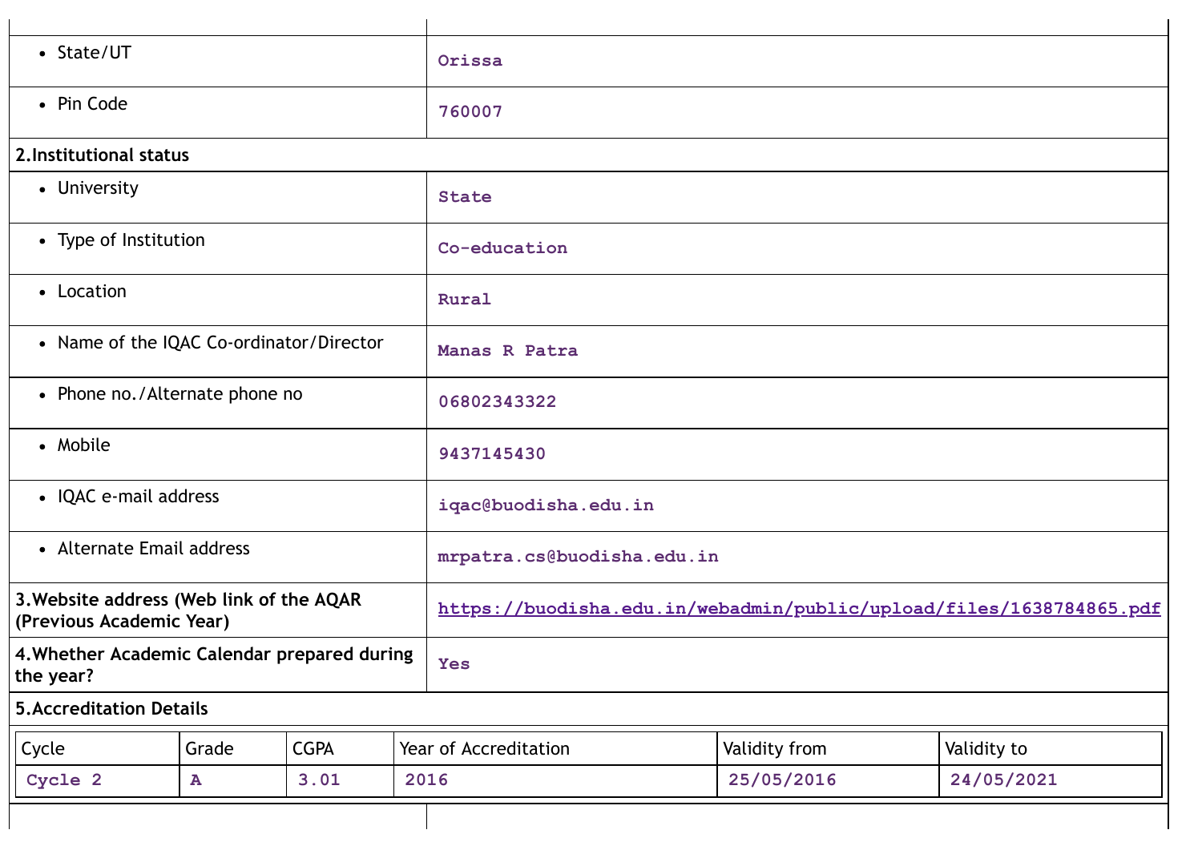| | |
|---|---|
| • State/UT | Orissa |
| • Pin Code | 760007 |

**2.Institutional status**

| | |
|---|---|
| • University | State |
| • Type of Institution | Co-education |
| • Location | Rural |
| • Name of the IQAC Co-ordinator/Director | Manas R Patra |
| • Phone no./Alternate phone no | 06802343322 |
| • Mobile | 9437145430 |
| • IQAC e-mail address | iqac@buodisha.edu.in |
| • Alternate Email address | mrpatra.cs@buodisha.edu.in |
| **3.Website address (Web link of the AQAR (Previous Academic Year)** | https://buodisha.edu.in/webadmin/public/upload/files/1638784865.pdf |
| **4.Whether Academic Calendar prepared during the year?** | Yes |

**5.Accreditation Details**

| Cycle | Grade | CGPA | Year of Accreditation | Validity from | Validity to |
|---|---|---|---|---|---|
| Cycle 2 | A | 3.01 | 2016 | 25/05/2016 | 24/05/2021 |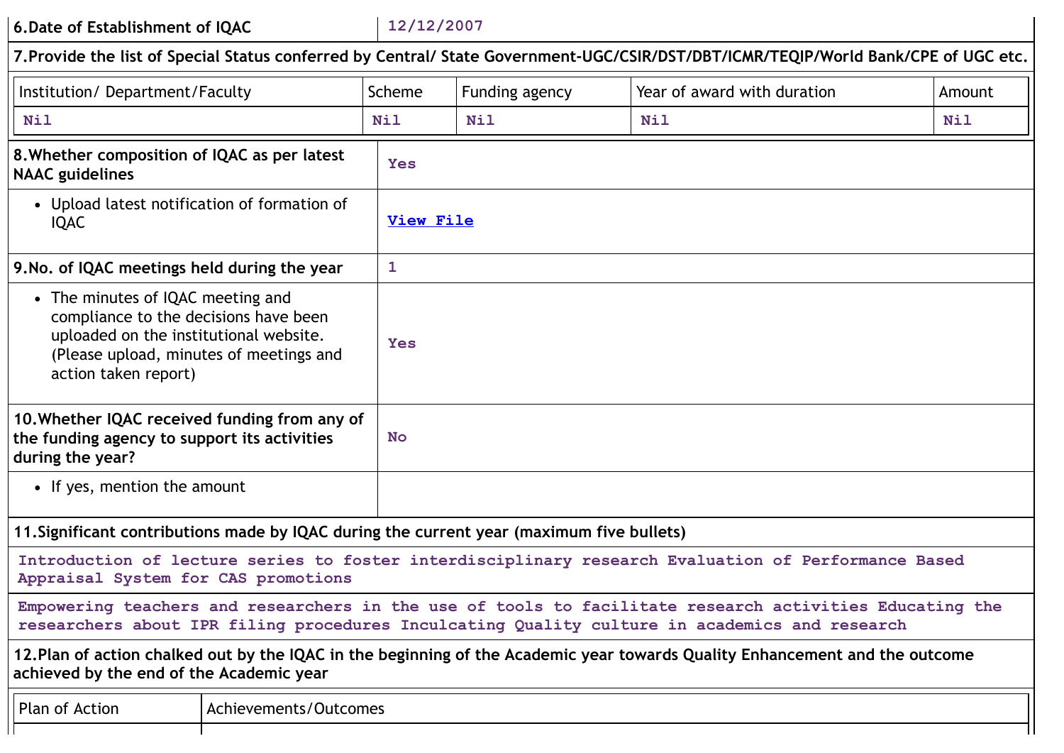| 6.Date of Establishment of IQAC | 12/12/2007 |
|---|---|

**7.Provide the list of Special Status conferred by Central/ State Government-UGC/CSIR/DST/DBT/ICMR/TEQIP/World Bank/CPE of UGC etc.**

| Institution/ Department/Faculty | Scheme | Funding agency | Year of award with duration | Amount |
|---|---|---|---|---|
| Nil | Nil | Nil | Nil | Nil |

| | |
|---|---|
| **8.Whether composition of IQAC as per latest NAAC guidelines** | Yes |
| • Upload latest notification of formation of IQAC | View File |
| **9.No. of IQAC meetings held during the year** | 1 |
| • The minutes of IQAC meeting and compliance to the decisions have been uploaded on the institutional website. (Please upload, minutes of meetings and action taken report) | Yes |
| **10.Whether IQAC received funding from any of the funding agency to support its activities during the year?** | No |
| • If yes, mention the amount | |

**11.Significant contributions made by IQAC during the current year (maximum five bullets)**

Introduction of lecture series to foster interdisciplinary research Evaluation of Performance Based Appraisal System for CAS promotions

Empowering teachers and researchers in the use of tools to facilitate research activities Educating the researchers about IPR filing procedures Inculcating Quality culture in academics and research

**12.Plan of action chalked out by the IQAC in the beginning of the Academic year towards Quality Enhancement and the outcome achieved by the end of the Academic year**

| Plan of Action | Achievements/Outcomes |
|---|---|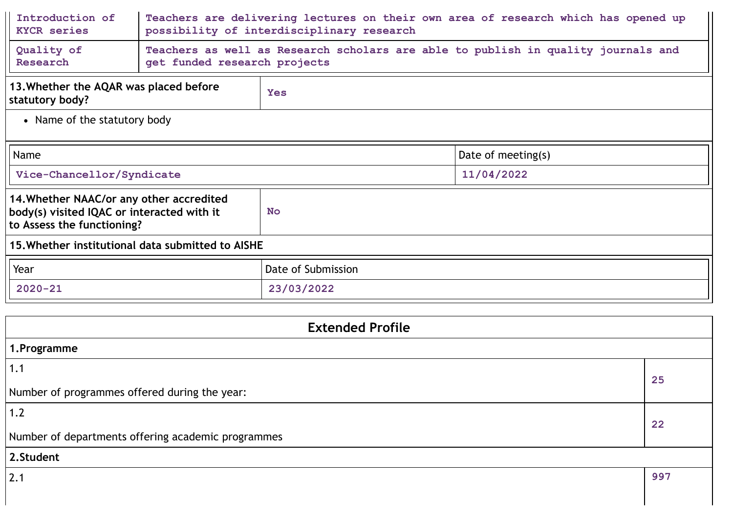| Introduction of KYCR series | Teachers are delivering lectures on their own area of research which has opened up possibility of interdisciplinary research |
|---|---|
| Quality of Research | Teachers as well as Research scholars are able to publish in quality journals and get funded research projects |

| **13.Whether the AQAR was placed before statutory body?** | Yes |
|---|---|

- Name of the statutory body

| Name | Date of meeting(s) |
|---|---|
| Vice-Chancellor/Syndicate | 11/04/2022 |

| **14.Whether NAAC/or any other accredited body(s) visited IQAC or interacted with it to Assess the functioning?** | No |
|---|---|

**15.Whether institutional data submitted to AISHE**

| Year | Date of Submission |
|---|---|
| 2020-21 | 23/03/2022 |

## Extended Profile

**1.Programme**

| | |
|---|---|
| 1.1<br>Number of programmes offered during the year: | 25 |
| 1.2<br>Number of departments offering academic programmes | 22 |

**2.Student**

| | |
|---|---|
| 2.1 | 997 |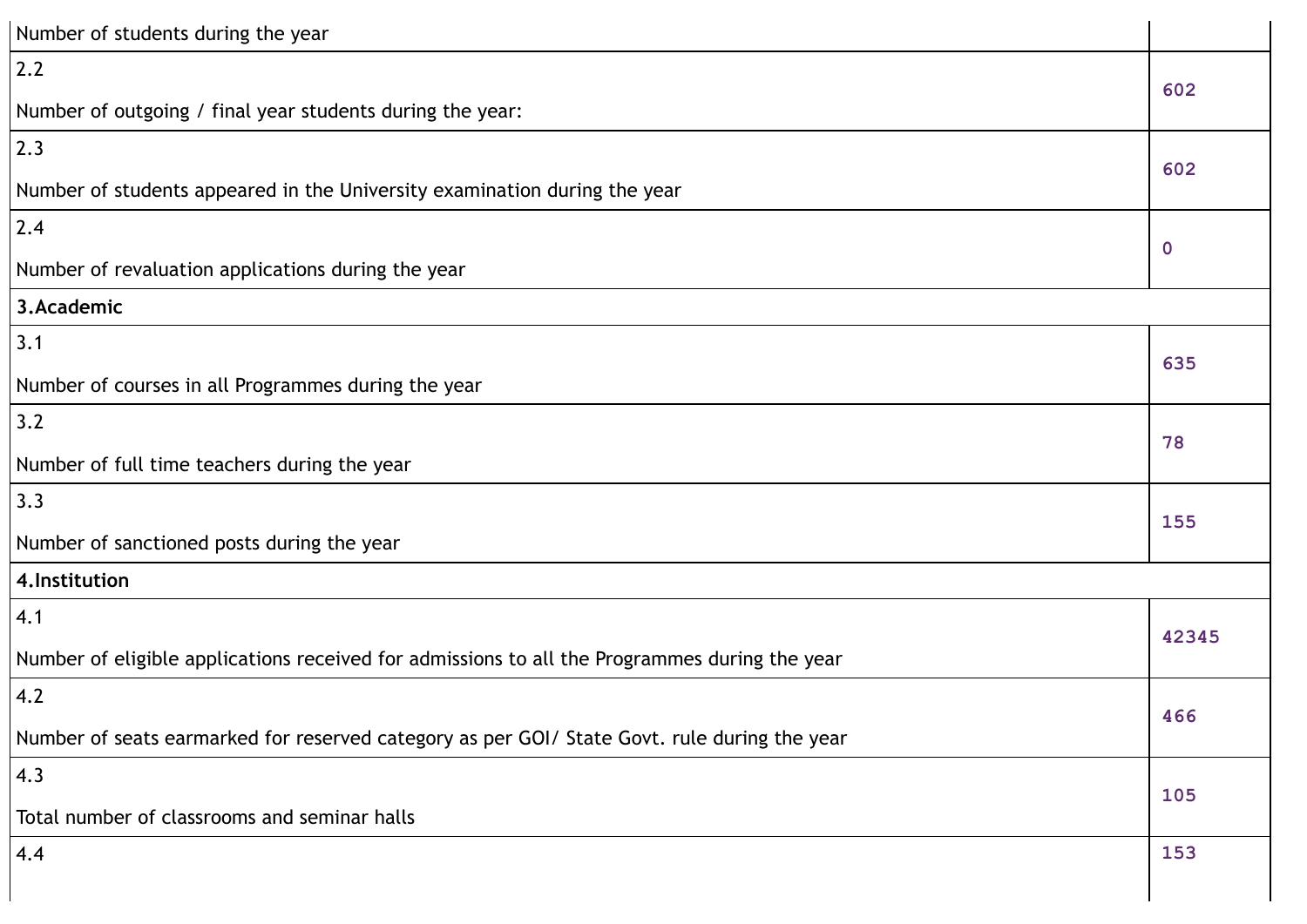| | |
|---|---|
| Number of students during the year | |
| 2.2<br><br>Number of outgoing / final year students during the year: | 602 |
| 2.3<br><br>Number of students appeared in the University examination during the year | 602 |
| 2.4<br><br>Number of revaluation applications during the year | 0 |
| **3.Academic** | |
| 3.1<br><br>Number of courses in all Programmes during the year | 635 |
| 3.2<br><br>Number of full time teachers during the year | 78 |
| 3.3<br><br>Number of sanctioned posts during the year | 155 |
| **4.Institution** | |
| 4.1<br><br>Number of eligible applications received for admissions to all the Programmes during the year | 42345 |
| 4.2<br><br>Number of seats earmarked for reserved category as per GOI/ State Govt. rule during the year | 466 |
| 4.3<br><br>Total number of classrooms and seminar halls | 105 |
| 4.4 | 153 |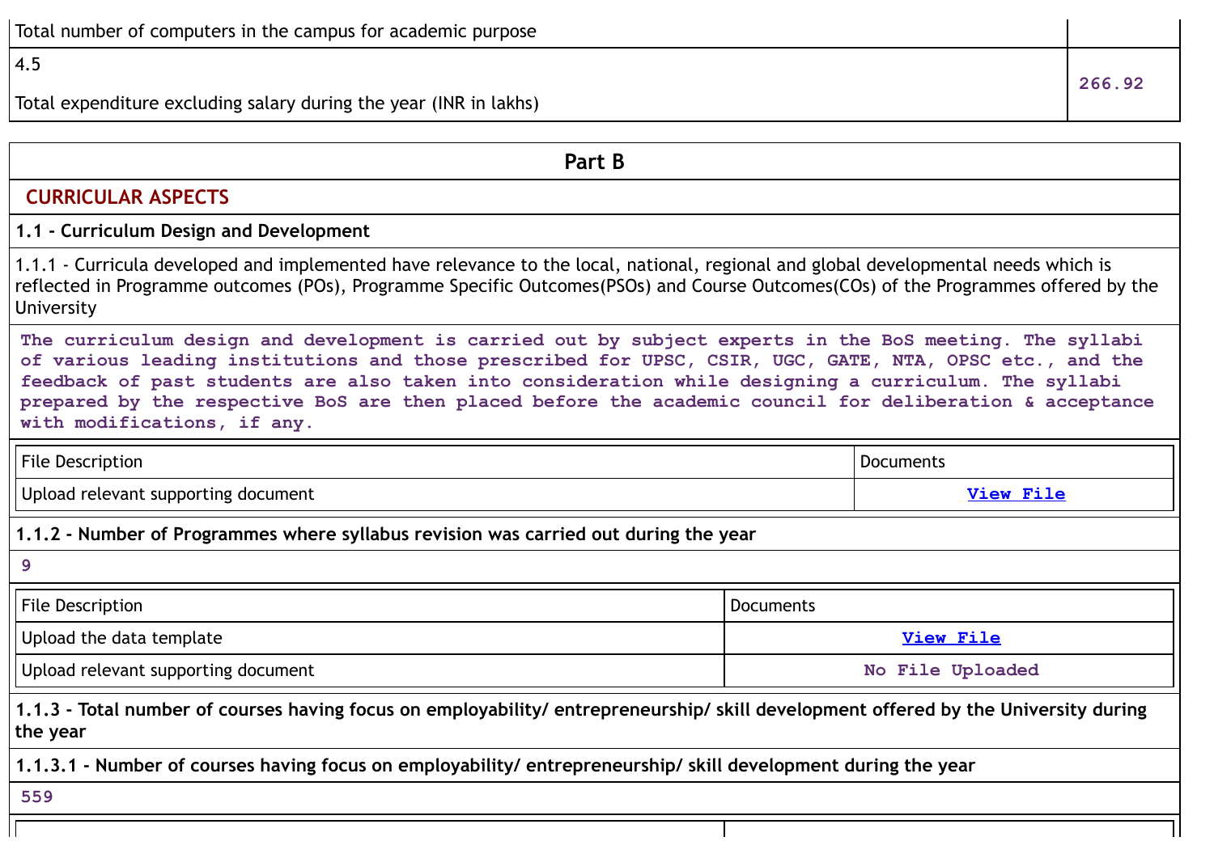| Total number of computers in the campus for academic purpose | |
|---|---|
| 4.5<br><br>Total expenditure excluding salary during the year (INR in lakhs) | 266.92 |

## Part B

### CURRICULAR ASPECTS

**1.1 - Curriculum Design and Development**

1.1.1 - Curricula developed and implemented have relevance to the local, national, regional and global developmental needs which is reflected in Programme outcomes (POs), Programme Specific Outcomes(PSOs) and Course Outcomes(COs) of the Programmes offered by the University

The curriculum design and development is carried out by subject experts in the BoS meeting. The syllabi of various leading institutions and those prescribed for UPSC, CSIR, UGC, GATE, NTA, OPSC etc., and the feedback of past students are also taken into consideration while designing a curriculum. The syllabi prepared by the respective BoS are then placed before the academic council for deliberation & acceptance with modifications, if any.

| File Description | Documents |
|---|---|
| Upload relevant supporting document | View File |

**1.1.2 - Number of Programmes where syllabus revision was carried out during the year**

9

| File Description | Documents |
|---|---|
| Upload the data template | View File |
| Upload relevant supporting document | No File Uploaded |

**1.1.3 - Total number of courses having focus on employability/ entrepreneurship/ skill development offered by the University during the year**

**1.1.3.1 - Number of courses having focus on employability/ entrepreneurship/ skill development during the year**

559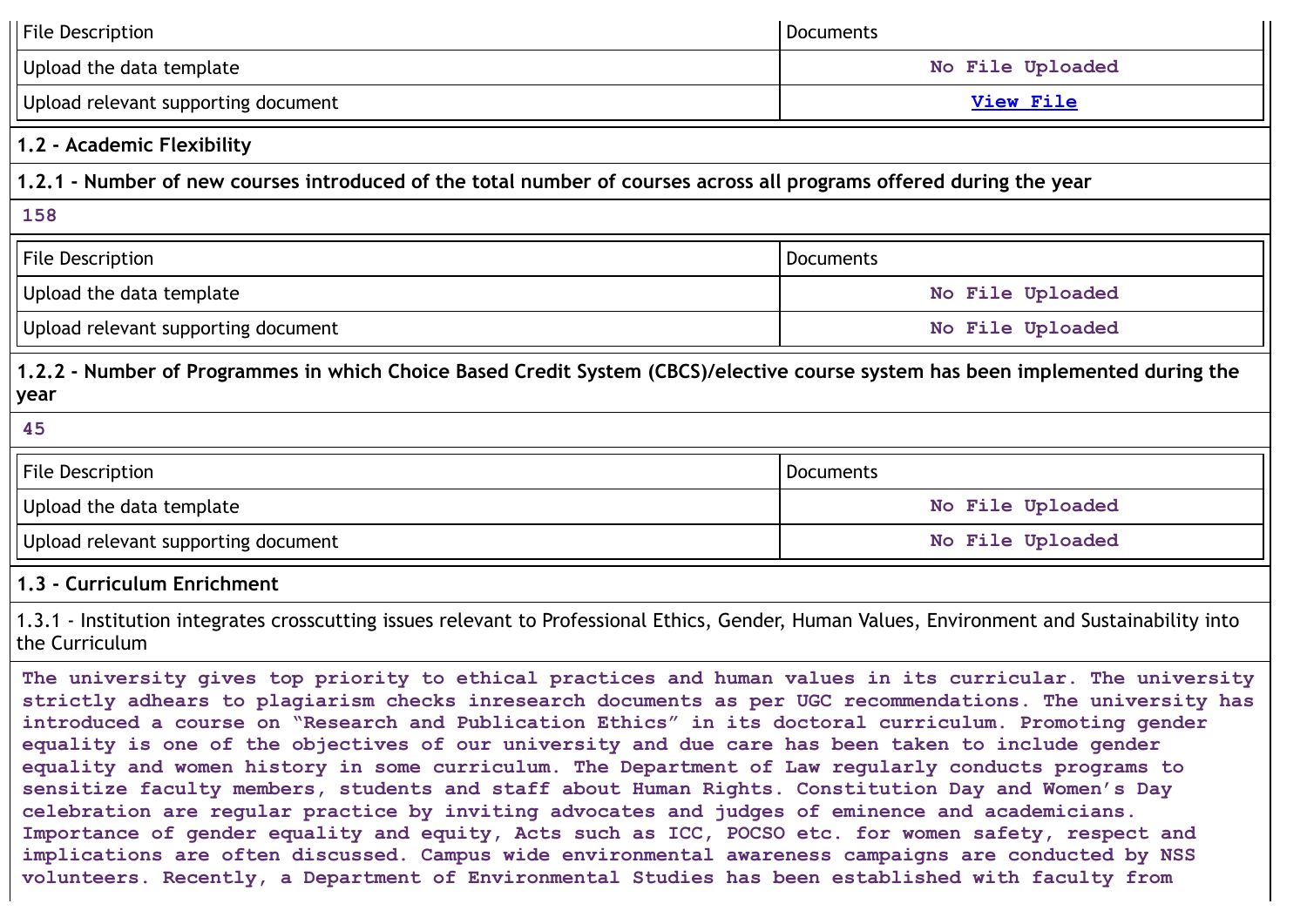| File Description | Documents |
|---|---|
| Upload the data template | No File Uploaded |
| Upload relevant supporting document | View File |

## 1.2 - Academic Flexibility

### 1.2.1 - Number of new courses introduced of the total number of courses across all programs offered during the year

158

| File Description | Documents |
|---|---|
| Upload the data template | No File Uploaded |
| Upload relevant supporting document | No File Uploaded |

### 1.2.2 - Number of Programmes in which Choice Based Credit System (CBCS)/elective course system has been implemented during the year

45

| File Description | Documents |
|---|---|
| Upload the data template | No File Uploaded |
| Upload relevant supporting document | No File Uploaded |

## 1.3 - Curriculum Enrichment

1.3.1 - Institution integrates crosscutting issues relevant to Professional Ethics, Gender, Human Values, Environment and Sustainability into the Curriculum

The university gives top priority to ethical practices and human values in its curricular. The university strictly adhears to plagiarism checks inresearch documents as per UGC recommendations. The university has introduced a course on "Research and Publication Ethics" in its doctoral curriculum. Promoting gender equality is one of the objectives of our university and due care has been taken to include gender equality and women history in some curriculum. The Department of Law regularly conducts programs to sensitize faculty members, students and staff about Human Rights. Constitution Day and Women's Day celebration are regular practice by inviting advocates and judges of eminence and academicians. Importance of gender equality and equity, Acts such as ICC, POCSO etc. for women safety, respect and implications are often discussed. Campus wide environmental awareness campaigns are conducted by NSS volunteers. Recently, a Department of Environmental Studies has been established with faculty from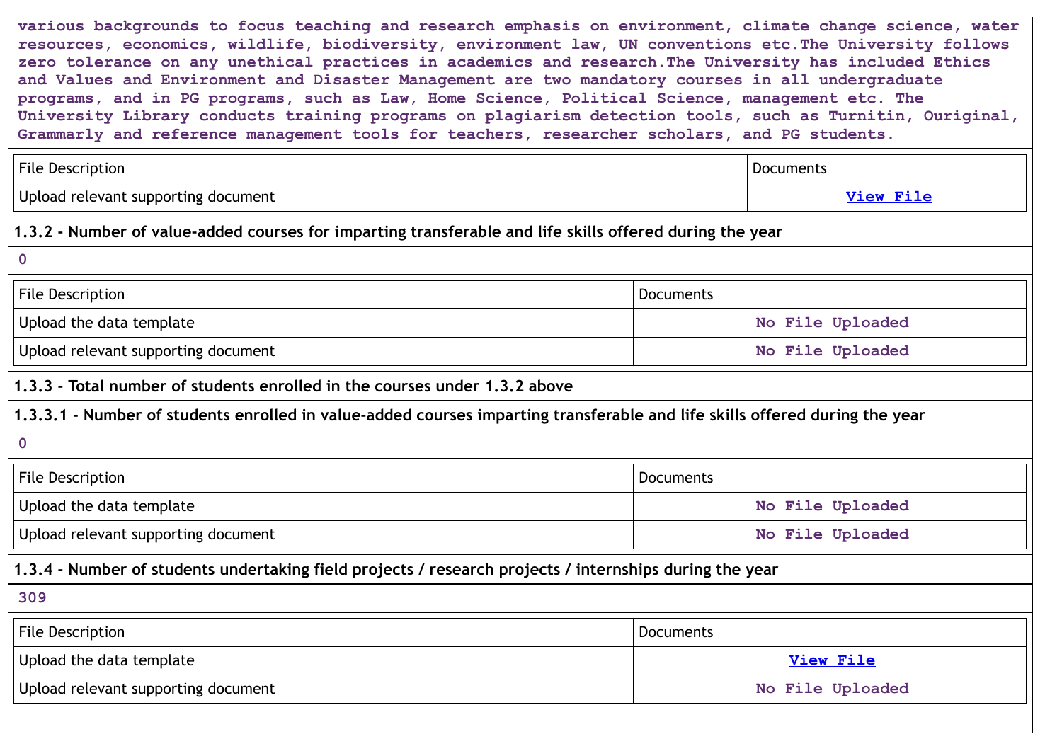various backgrounds to focus teaching and research emphasis on environment, climate change science, water resources, economics, wildlife, biodiversity, environment law, UN conventions etc.The University follows zero tolerance on any unethical practices in academics and research.The University has included Ethics and Values and Environment and Disaster Management are two mandatory courses in all undergraduate programs, and in PG programs, such as Law, Home Science, Political Science, management etc. The University Library conducts training programs on plagiarism detection tools, such as Turnitin, Ouriginal, Grammarly and reference management tools for teachers, researcher scholars, and PG students.

| File Description | Documents |
| --- | --- |
| Upload relevant supporting document | View File |

**1.3.2 - Number of value-added courses for imparting transferable and life skills offered during the year**

0

| File Description | Documents |
| --- | --- |
| Upload the data template | No File Uploaded |
| Upload relevant supporting document | No File Uploaded |

**1.3.3 - Total number of students enrolled in the courses under 1.3.2 above**

**1.3.3.1 - Number of students enrolled in value-added courses imparting transferable and life skills offered during the year**

0

| File Description | Documents |
| --- | --- |
| Upload the data template | No File Uploaded |
| Upload relevant supporting document | No File Uploaded |

**1.3.4 - Number of students undertaking field projects / research projects / internships during the year**

309

| File Description | Documents |
| --- | --- |
| Upload the data template | View File |
| Upload relevant supporting document | No File Uploaded |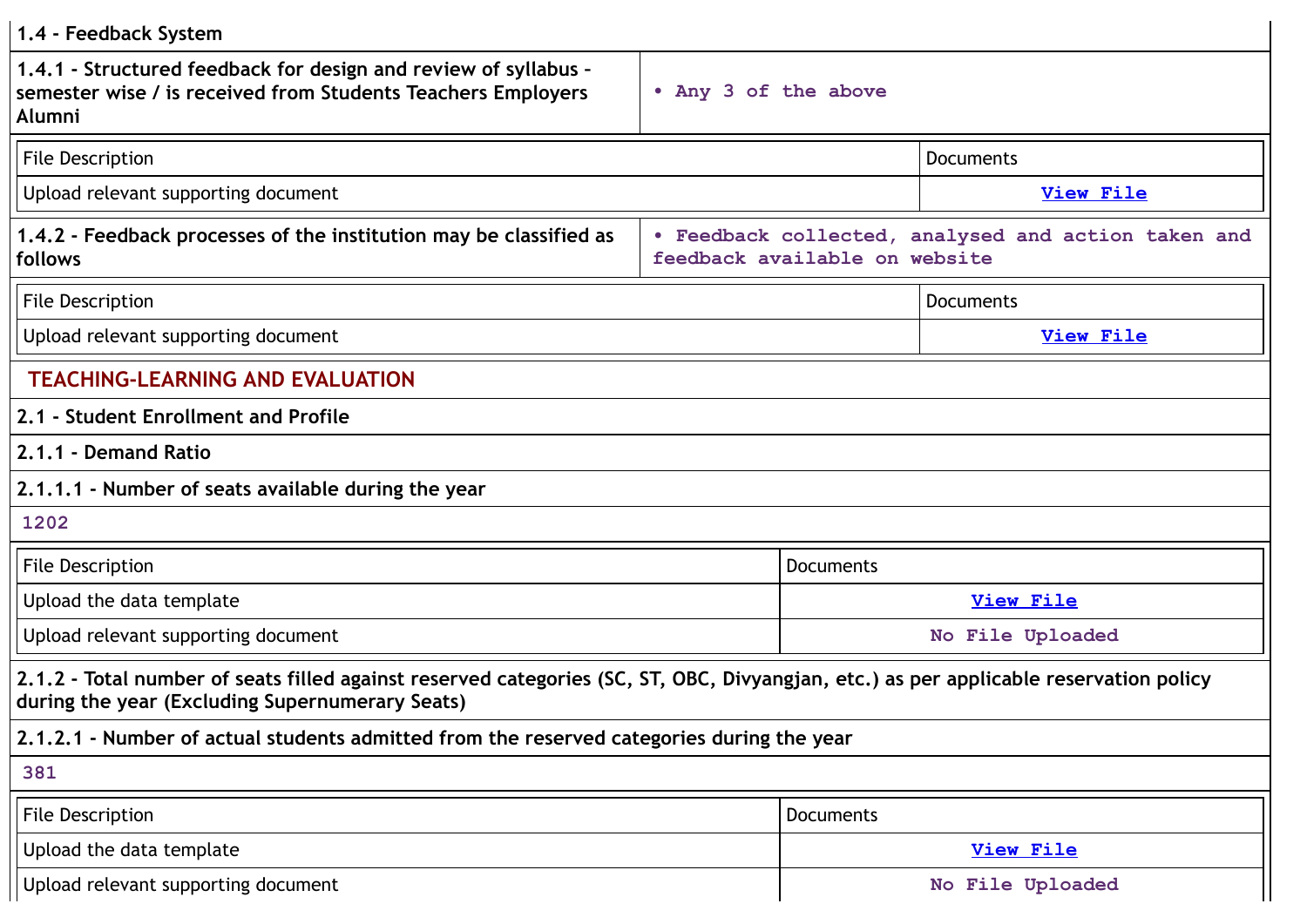**1.4 - Feedback System**

| **1.4.1 - Structured feedback for design and review of syllabus – semester wise / is received from Students Teachers Employers Alumni** | • Any 3 of the above |
|---|---|

| File Description | Documents |
|---|---|
| Upload relevant supporting document | View File |

| **1.4.2 - Feedback processes of the institution may be classified as follows** | • Feedback collected, analysed and action taken and feedback available on website |
|---|---|

| File Description | Documents |
|---|---|
| Upload relevant supporting document | View File |

## TEACHING-LEARNING AND EVALUATION

**2.1 - Student Enrollment and Profile**

**2.1.1 - Demand Ratio**

**2.1.1.1 - Number of seats available during the year**

1202

| File Description | Documents |
|---|---|
| Upload the data template | View File |
| Upload relevant supporting document | No File Uploaded |

**2.1.2 - Total number of seats filled against reserved categories (SC, ST, OBC, Divyangjan, etc.) as per applicable reservation policy during the year (Excluding Supernumerary Seats)**

**2.1.2.1 - Number of actual students admitted from the reserved categories during the year**

381

| File Description | Documents |
|---|---|
| Upload the data template | View File |
| Upload relevant supporting document | No File Uploaded |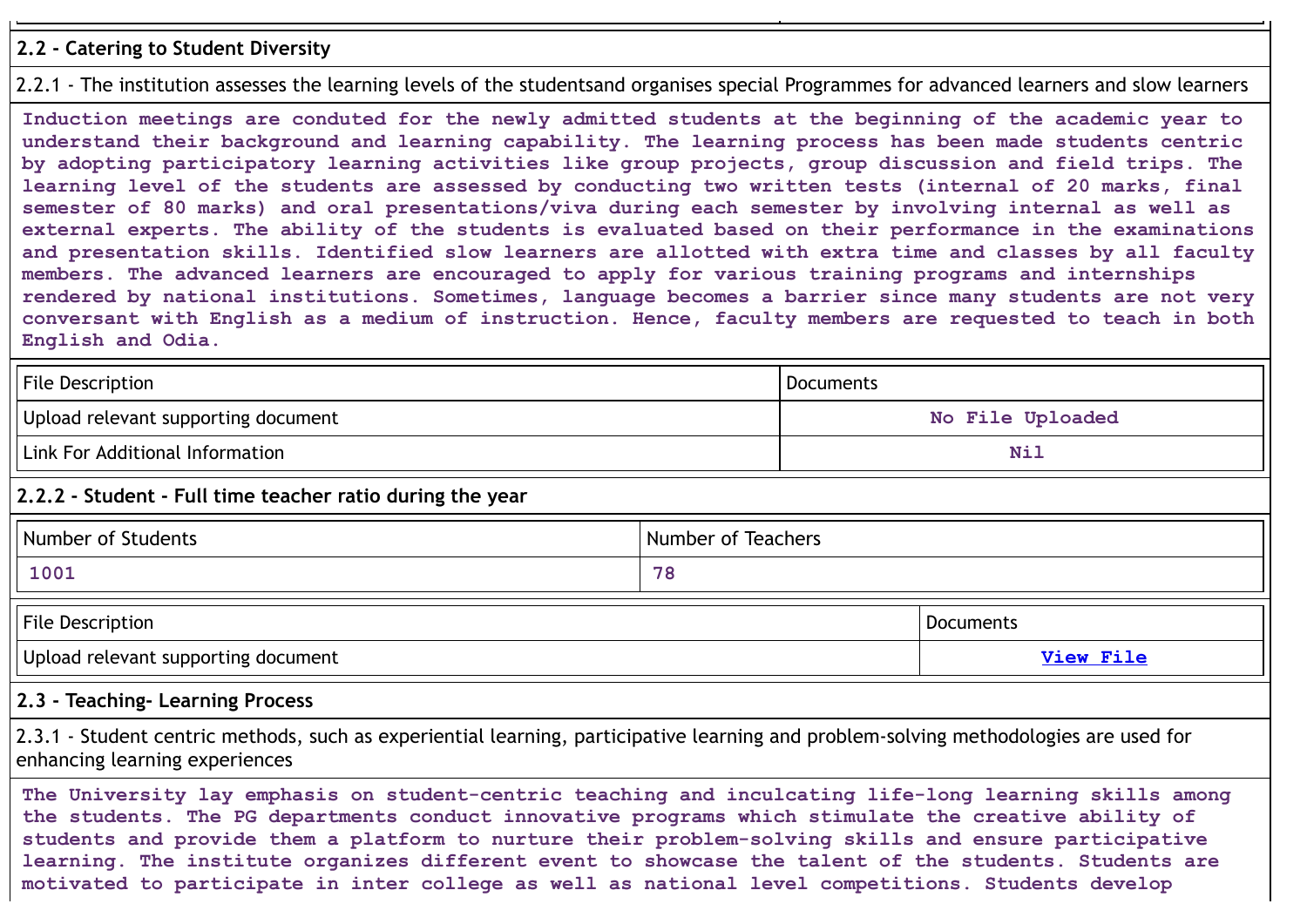**2.2 - Catering to Student Diversity**

2.2.1 - The institution assesses the learning levels of the studentsand organises special Programmes for advanced learners and slow learners

Induction meetings are conduted for the newly admitted students at the beginning of the academic year to understand their background and learning capability. The learning process has been made students centric by adopting participatory learning activities like group projects, group discussion and field trips. The learning level of the students are assessed by conducting two written tests (internal of 20 marks, final semester of 80 marks) and oral presentations/viva during each semester by involving internal as well as external experts. The ability of the students is evaluated based on their performance in the examinations and presentation skills. Identified slow learners are allotted with extra time and classes by all faculty members. The advanced learners are encouraged to apply for various training programs and internships rendered by national institutions. Sometimes, language becomes a barrier since many students are not very conversant with English as a medium of instruction. Hence, faculty members are requested to teach in both English and Odia.

| File Description | Documents |
| --- | --- |
| Upload relevant supporting document | No File Uploaded |
| Link For Additional Information | Nil |

**2.2.2 - Student - Full time teacher ratio during the year**

| Number of Students | Number of Teachers |
| --- | --- |
| 1001 | 78 |

| File Description | Documents |
| --- | --- |
| Upload relevant supporting document | View File |

**2.3 - Teaching- Learning Process**

2.3.1 - Student centric methods, such as experiential learning, participative learning and problem-solving methodologies are used for enhancing learning experiences

The University lay emphasis on student-centric teaching and inculcating life-long learning skills among the students. The PG departments conduct innovative programs which stimulate the creative ability of students and provide them a platform to nurture their problem-solving skills and ensure participative learning. The institute organizes different event to showcase the talent of the students. Students are motivated to participate in inter college as well as national level competitions. Students develop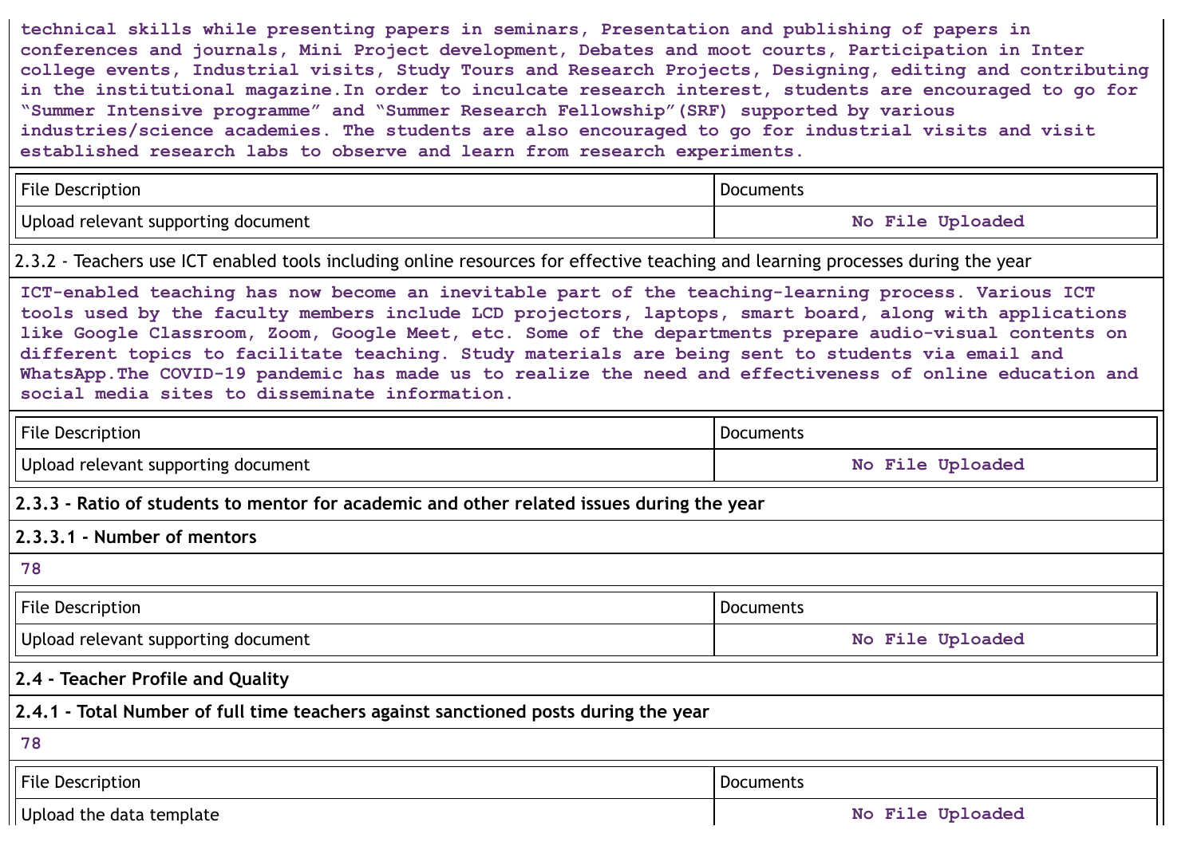technical skills while presenting papers in seminars, Presentation and publishing of papers in conferences and journals, Mini Project development, Debates and moot courts, Participation in Inter college events, Industrial visits, Study Tours and Research Projects, Designing, editing and contributing in the institutional magazine.In order to inculcate research interest, students are encouraged to go for "Summer Intensive programme" and "Summer Research Fellowship"(SRF) supported by various industries/science academies. The students are also encouraged to go for industrial visits and visit established research labs to observe and learn from research experiments.

| File Description | Documents |
|---|---|
| Upload relevant supporting document | No File Uploaded |

2.3.2 - Teachers use ICT enabled tools including online resources for effective teaching and learning processes during the year

ICT-enabled teaching has now become an inevitable part of the teaching-learning process. Various ICT tools used by the faculty members include LCD projectors, laptops, smart board, along with applications like Google Classroom, Zoom, Google Meet, etc. Some of the departments prepare audio-visual contents on different topics to facilitate teaching. Study materials are being sent to students via email and WhatsApp.The COVID-19 pandemic has made us to realize the need and effectiveness of online education and social media sites to disseminate information.

| File Description | Documents |
|---|---|
| Upload relevant supporting document | No File Uploaded |

**2.3.3 - Ratio of students to mentor for academic and other related issues during the year**

**2.3.3.1 - Number of mentors**

78

| File Description | Documents |
|---|---|
| Upload relevant supporting document | No File Uploaded |

**2.4 - Teacher Profile and Quality**

**2.4.1 - Total Number of full time teachers against sanctioned posts during the year**

78

| File Description | Documents |
|---|---|
| Upload the data template | No File Uploaded |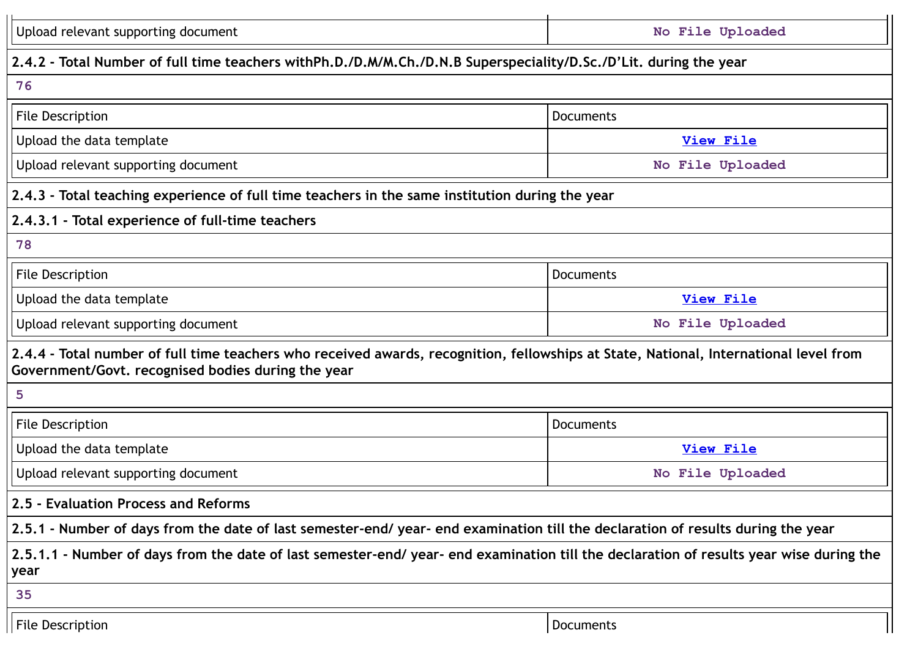| Upload relevant supporting document | No File Uploaded |
|---|---|

**2.4.2 - Total Number of full time teachers withPh.D./D.M/M.Ch./D.N.B Superspeciality/D.Sc./D'Lit. during the year**

76

| File Description | Documents |
|---|---|
| Upload the data template | View File |
| Upload relevant supporting document | No File Uploaded |

**2.4.3 - Total teaching experience of full time teachers in the same institution during the year**

**2.4.3.1 - Total experience of full-time teachers**

78

| File Description | Documents |
|---|---|
| Upload the data template | View File |
| Upload relevant supporting document | No File Uploaded |

**2.4.4 - Total number of full time teachers who received awards, recognition, fellowships at State, National, International level from Government/Govt. recognised bodies during the year**

5

| File Description | Documents |
|---|---|
| Upload the data template | View File |
| Upload relevant supporting document | No File Uploaded |

**2.5 - Evaluation Process and Reforms**

**2.5.1 - Number of days from the date of last semester-end/ year- end examination till the declaration of results during the year**

**2.5.1.1 - Number of days from the date of last semester-end/ year- end examination till the declaration of results year wise during the year**

35

| File Description | Documents |
|---|---|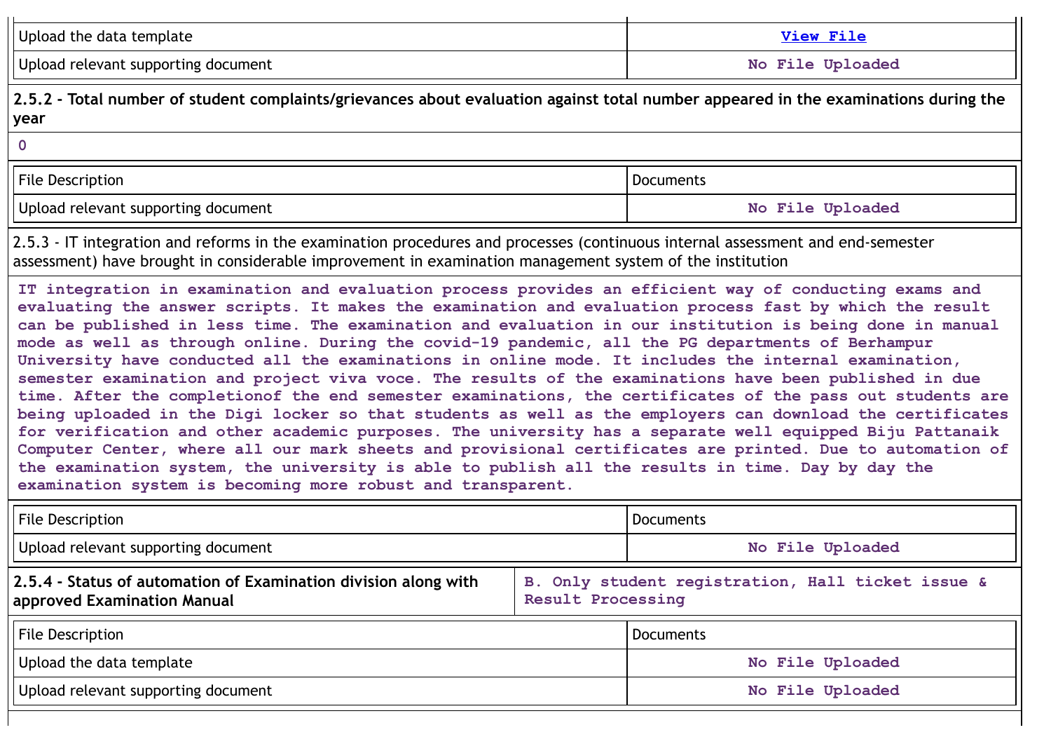| | |
|---|---|
| Upload the data template | [View File] |
| Upload relevant supporting document | No File Uploaded |

**2.5.2 - Total number of student complaints/grievances about evaluation against total number appeared in the examinations during the year**

0

| File Description | Documents |
|---|---|
| Upload relevant supporting document | No File Uploaded |

2.5.3 - IT integration and reforms in the examination procedures and processes (continuous internal assessment and end-semester assessment) have brought in considerable improvement in examination management system of the institution

IT integration in examination and evaluation process provides an efficient way of conducting exams and evaluating the answer scripts. It makes the examination and evaluation process fast by which the result can be published in less time. The examination and evaluation in our institution is being done in manual mode as well as through online. During the covid-19 pandemic, all the PG departments of Berhampur University have conducted all the examinations in online mode. It includes the internal examination, semester examination and project viva voce. The results of the examinations have been published in due time. After the completionof the end semester examinations, the certificates of the pass out students are being uploaded in the Digi locker so that students as well as the employers can download the certificates for verification and other academic purposes. The university has a separate well equipped Biju Pattanaik Computer Center, where all our mark sheets and provisional certificates are printed. Due to automation of the examination system, the university is able to publish all the results in time. Day by day the examination system is becoming more robust and transparent.

| File Description | Documents |
|---|---|
| Upload relevant supporting document | No File Uploaded |

| | |
|---|---|
| **2.5.4 - Status of automation of Examination division along with approved Examination Manual** | B. Only student registration, Hall ticket issue & Result Processing |

| File Description | Documents |
|---|---|
| Upload the data template | No File Uploaded |
| Upload relevant supporting document | No File Uploaded |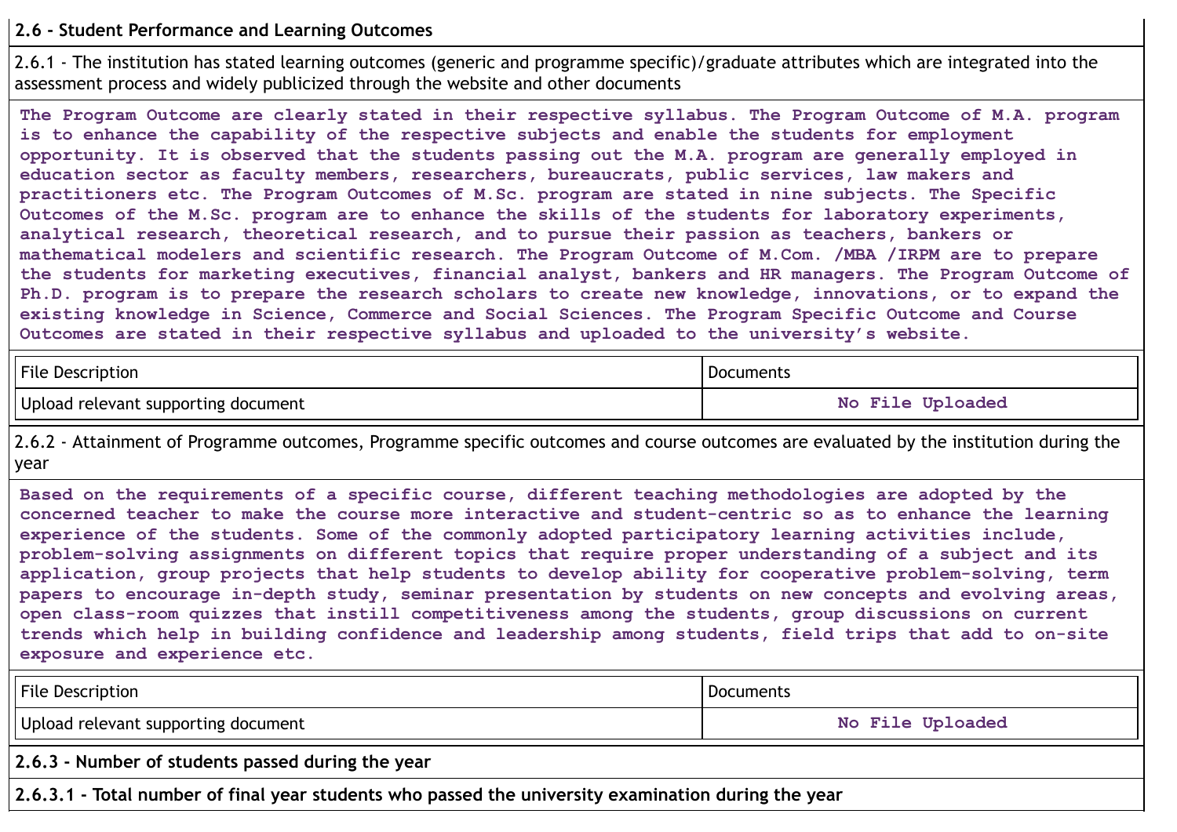**2.6 - Student Performance and Learning Outcomes**

2.6.1 - The institution has stated learning outcomes (generic and programme specific)/graduate attributes which are integrated into the assessment process and widely publicized through the website and other documents

The Program Outcome are clearly stated in their respective syllabus. The Program Outcome of M.A. program is to enhance the capability of the respective subjects and enable the students for employment opportunity. It is observed that the students passing out the M.A. program are generally employed in education sector as faculty members, researchers, bureaucrats, public services, law makers and practitioners etc. The Program Outcomes of M.Sc. program are stated in nine subjects. The Specific Outcomes of the M.Sc. program are to enhance the skills of the students for laboratory experiments, analytical research, theoretical research, and to pursue their passion as teachers, bankers or mathematical modelers and scientific research. The Program Outcome of M.Com. /MBA /IRPM are to prepare the students for marketing executives, financial analyst, bankers and HR managers. The Program Outcome of Ph.D. program is to prepare the research scholars to create new knowledge, innovations, or to expand the existing knowledge in Science, Commerce and Social Sciences. The Program Specific Outcome and Course Outcomes are stated in their respective syllabus and uploaded to the university's website.

| File Description | Documents |
|---|---|
| Upload relevant supporting document | No File Uploaded |

2.6.2 - Attainment of Programme outcomes, Programme specific outcomes and course outcomes are evaluated by the institution during the year

Based on the requirements of a specific course, different teaching methodologies are adopted by the concerned teacher to make the course more interactive and student-centric so as to enhance the learning experience of the students. Some of the commonly adopted participatory learning activities include, problem-solving assignments on different topics that require proper understanding of a subject and its application, group projects that help students to develop ability for cooperative problem-solving, term papers to encourage in-depth study, seminar presentation by students on new concepts and evolving areas, open class-room quizzes that instill competitiveness among the students, group discussions on current trends which help in building confidence and leadership among students, field trips that add to on-site exposure and experience etc.

| File Description | Documents |
|---|---|
| Upload relevant supporting document | No File Uploaded |

**2.6.3 - Number of students passed during the year**

**2.6.3.1 - Total number of final year students who passed the university examination during the year**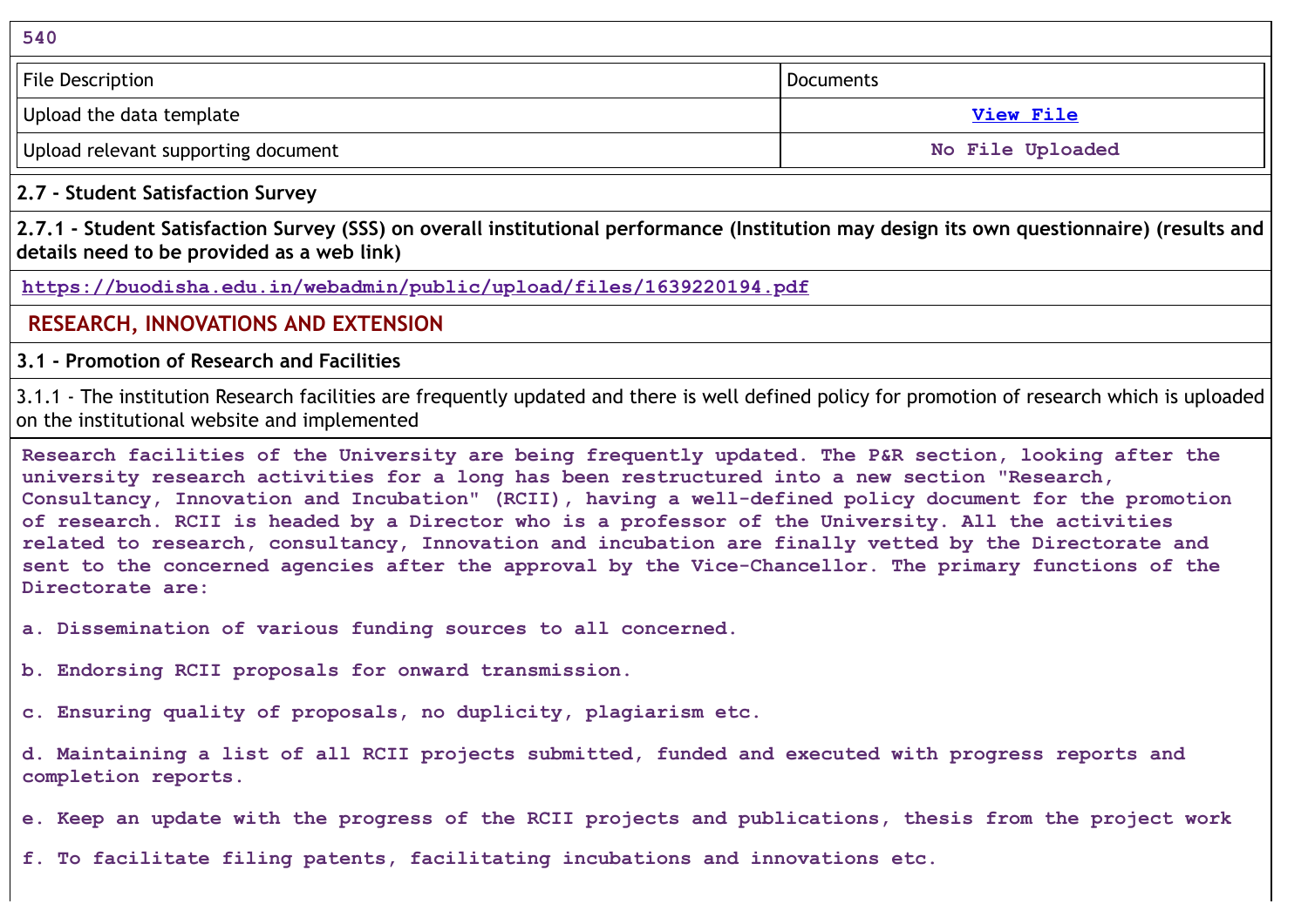540

| File Description | Documents |
|---|---|
| Upload the data template | View File |
| Upload relevant supporting document | No File Uploaded |

**2.7 - Student Satisfaction Survey**

**2.7.1 - Student Satisfaction Survey (SSS) on overall institutional performance (Institution may design its own questionnaire) (results and details need to be provided as a web link)**

https://buodisha.edu.in/webadmin/public/upload/files/1639220194.pdf

## RESEARCH, INNOVATIONS AND EXTENSION

**3.1 - Promotion of Research and Facilities**

3.1.1 - The institution Research facilities are frequently updated and there is well defined policy for promotion of research which is uploaded on the institutional website and implemented

Research facilities of the University are being frequently updated. The P&R section, looking after the university research activities for a long has been restructured into a new section "Research, Consultancy, Innovation and Incubation" (RCII), having a well-defined policy document for the promotion of research. RCII is headed by a Director who is a professor of the University. All the activities related to research, consultancy, Innovation and incubation are finally vetted by the Directorate and sent to the concerned agencies after the approval by the Vice-Chancellor. The primary functions of the Directorate are:

a. Dissemination of various funding sources to all concerned.

b. Endorsing RCII proposals for onward transmission.

c. Ensuring quality of proposals, no duplicity, plagiarism etc.

d. Maintaining a list of all RCII projects submitted, funded and executed with progress reports and completion reports.

e. Keep an update with the progress of the RCII projects and publications, thesis from the project work

f. To facilitate filing patents, facilitating incubations and innovations etc.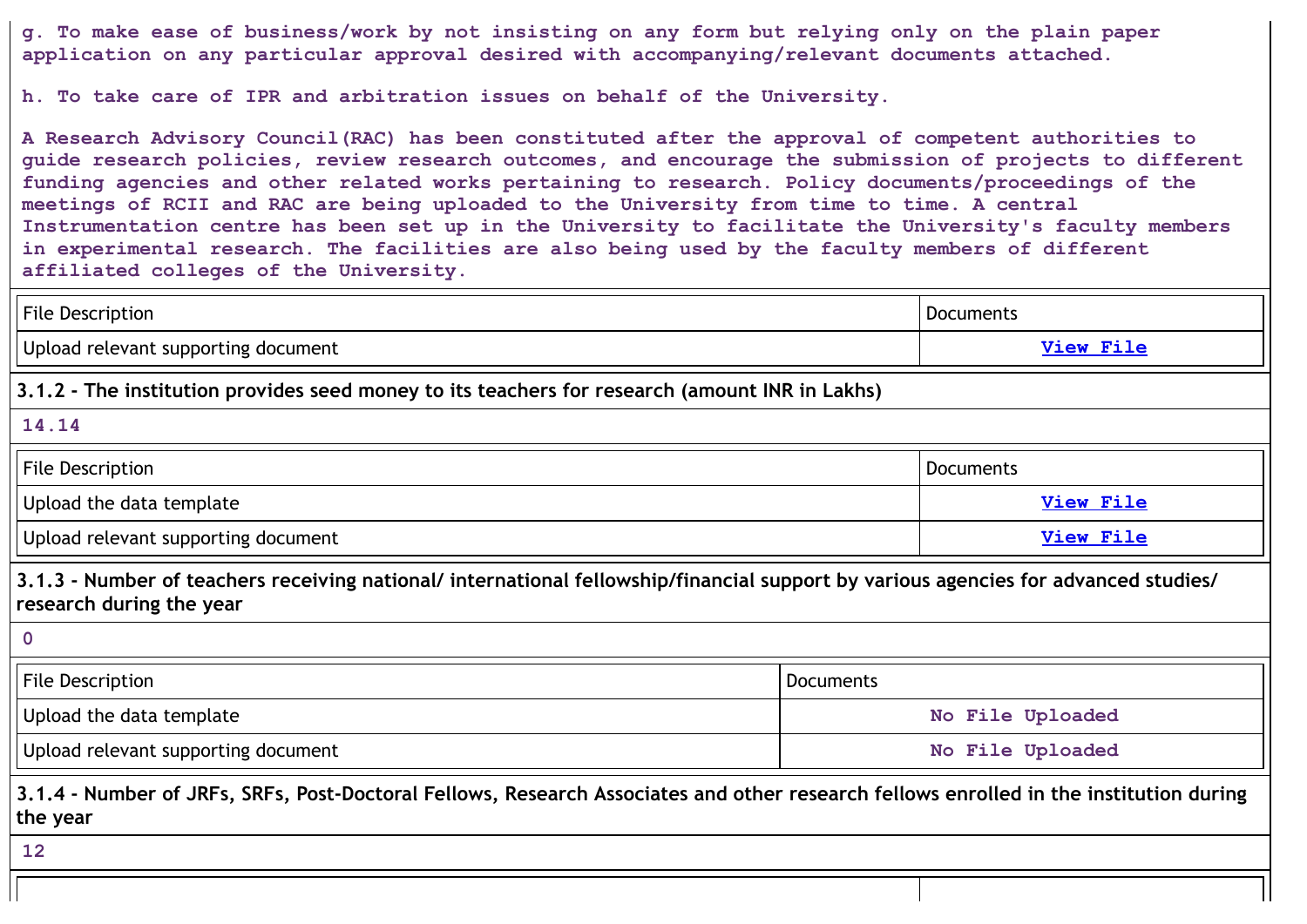g. To make ease of business/work by not insisting on any form but relying only on the plain paper application on any particular approval desired with accompanying/relevant documents attached.

h. To take care of IPR and arbitration issues on behalf of the University.

A Research Advisory Council(RAC) has been constituted after the approval of competent authorities to guide research policies, review research outcomes, and encourage the submission of projects to different funding agencies and other related works pertaining to research. Policy documents/proceedings of the meetings of RCII and RAC are being uploaded to the University from time to time. A central Instrumentation centre has been set up in the University to facilitate the University's faculty members in experimental research. The facilities are also being used by the faculty members of different affiliated colleges of the University.

| File Description | Documents |
|---|---|
| Upload relevant supporting document | View File |

**3.1.2 - The institution provides seed money to its teachers for research (amount INR in Lakhs)**

14.14

| File Description | Documents |
|---|---|
| Upload the data template | View File |
| Upload relevant supporting document | View File |

**3.1.3 - Number of teachers receiving national/ international fellowship/financial support by various agencies for advanced studies/ research during the year**

0

| File Description | Documents |
|---|---|
| Upload the data template | No File Uploaded |
| Upload relevant supporting document | No File Uploaded |

**3.1.4 - Number of JRFs, SRFs, Post-Doctoral Fellows, Research Associates and other research fellows enrolled in the institution during the year**

12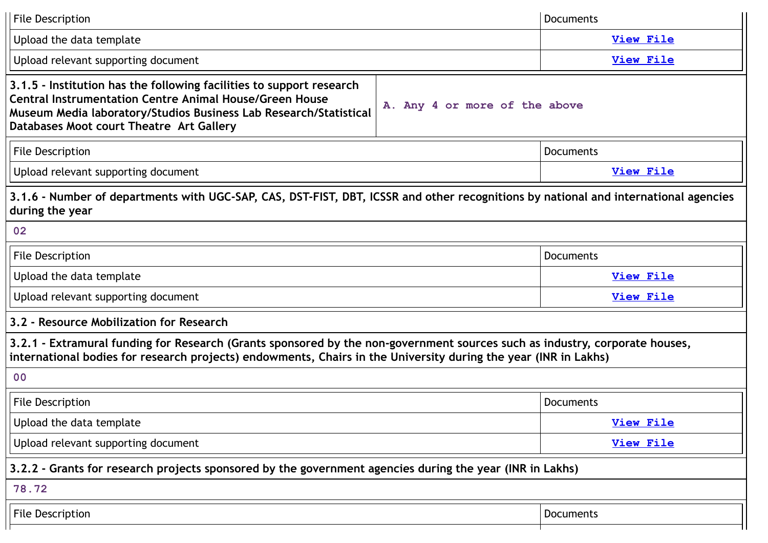| File Description | Documents |
| --- | --- |
| Upload the data template | View File |
| Upload relevant supporting document | View File |

| **3.1.5 - Institution has the following facilities to support research Central Instrumentation Centre Animal House/Green House Museum Media laboratory/Studios Business Lab Research/Statistical Databases Moot court Theatre Art Gallery** | A. Any 4 or more of the above |
| --- | --- |

| File Description | Documents |
| --- | --- |
| Upload relevant supporting document | View File |

**3.1.6 - Number of departments with UGC-SAP, CAS, DST-FIST, DBT, ICSSR and other recognitions by national and international agencies during the year**

02

| File Description | Documents |
| --- | --- |
| Upload the data template | View File |
| Upload relevant supporting document | View File |

**3.2 - Resource Mobilization for Research**

**3.2.1 - Extramural funding for Research (Grants sponsored by the non-government sources such as industry, corporate houses, international bodies for research projects) endowments, Chairs in the University during the year (INR in Lakhs)**

00

| File Description | Documents |
| --- | --- |
| Upload the data template | View File |
| Upload relevant supporting document | View File |

**3.2.2 - Grants for research projects sponsored by the government agencies during the year (INR in Lakhs)**

78.72

| File Description | Documents |
| --- | --- |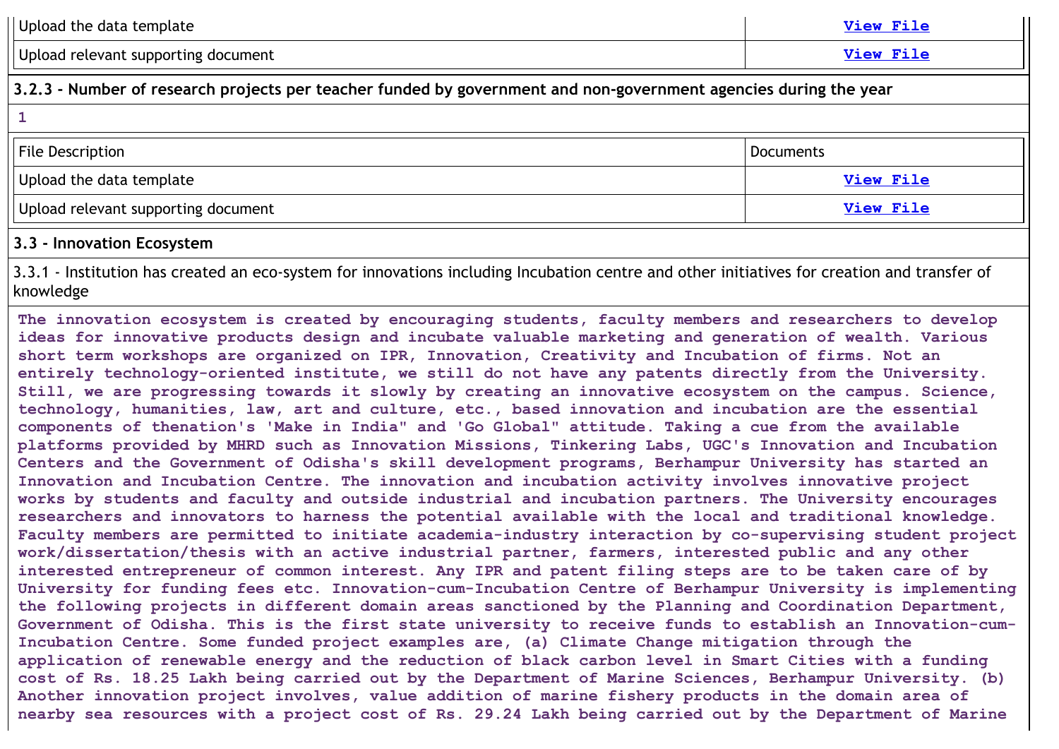| Upload the data template | View File |
|---|---|
| Upload relevant supporting document | View File |

**3.2.3 - Number of research projects per teacher funded by government and non-government agencies during the year**

1

| File Description | Documents |
|---|---|
| Upload the data template | View File |
| Upload relevant supporting document | View File |

**3.3 - Innovation Ecosystem**

3.3.1 - Institution has created an eco-system for innovations including Incubation centre and other initiatives for creation and transfer of knowledge

The innovation ecosystem is created by encouraging students, faculty members and researchers to develop ideas for innovative products design and incubate valuable marketing and generation of wealth. Various short term workshops are organized on IPR, Innovation, Creativity and Incubation of firms. Not an entirely technology-oriented institute, we still do not have any patents directly from the University. Still, we are progressing towards it slowly by creating an innovative ecosystem on the campus. Science, technology, humanities, law, art and culture, etc., based innovation and incubation are the essential components of thenation's 'Make in India" and 'Go Global" attitude. Taking a cue from the available platforms provided by MHRD such as Innovation Missions, Tinkering Labs, UGC's Innovation and Incubation Centers and the Government of Odisha's skill development programs, Berhampur University has started an Innovation and Incubation Centre. The innovation and incubation activity involves innovative project works by students and faculty and outside industrial and incubation partners. The University encourages researchers and innovators to harness the potential available with the local and traditional knowledge. Faculty members are permitted to initiate academia-industry interaction by co-supervising student project work/dissertation/thesis with an active industrial partner, farmers, interested public and any other interested entrepreneur of common interest. Any IPR and patent filing steps are to be taken care of by University for funding fees etc. Innovation-cum-Incubation Centre of Berhampur University is implementing the following projects in different domain areas sanctioned by the Planning and Coordination Department, Government of Odisha. This is the first state university to receive funds to establish an Innovation-cum-Incubation Centre. Some funded project examples are, (a) Climate Change mitigation through the application of renewable energy and the reduction of black carbon level in Smart Cities with a funding cost of Rs. 18.25 Lakh being carried out by the Department of Marine Sciences, Berhampur University. (b) Another innovation project involves, value addition of marine fishery products in the domain area of nearby sea resources with a project cost of Rs. 29.24 Lakh being carried out by the Department of Marine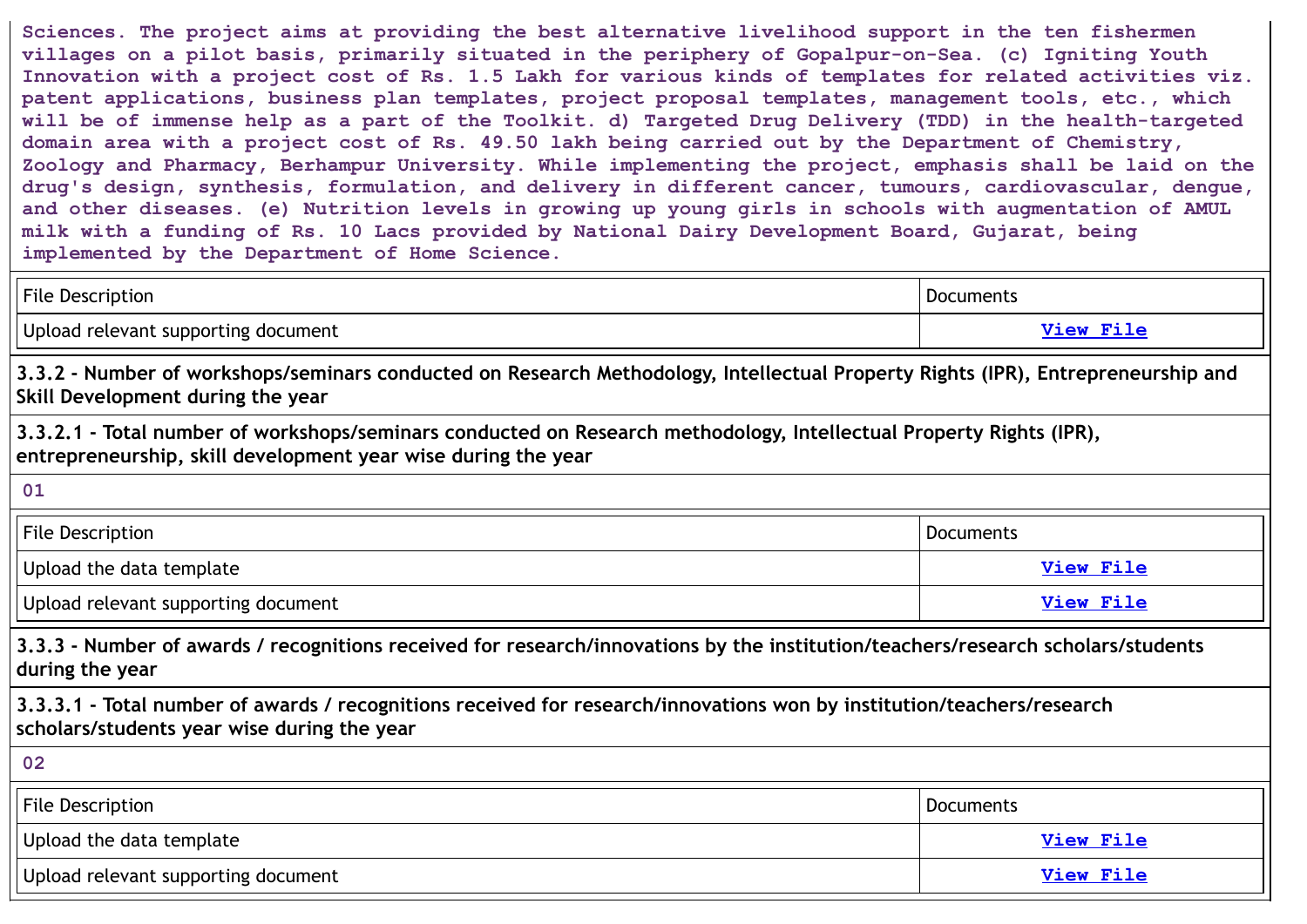Sciences. The project aims at providing the best alternative livelihood support in the ten fishermen villages on a pilot basis, primarily situated in the periphery of Gopalpur-on-Sea. (c) Igniting Youth Innovation with a project cost of Rs. 1.5 Lakh for various kinds of templates for related activities viz. patent applications, business plan templates, project proposal templates, management tools, etc., which will be of immense help as a part of the Toolkit. d) Targeted Drug Delivery (TDD) in the health-targeted domain area with a project cost of Rs. 49.50 lakh being carried out by the Department of Chemistry, Zoology and Pharmacy, Berhampur University. While implementing the project, emphasis shall be laid on the drug's design, synthesis, formulation, and delivery in different cancer, tumours, cardiovascular, dengue, and other diseases. (e) Nutrition levels in growing up young girls in schools with augmentation of AMUL milk with a funding of Rs. 10 Lacs provided by National Dairy Development Board, Gujarat, being implemented by the Department of Home Science.

| File Description | Documents |
|---|---|
| Upload relevant supporting document | View File |

**3.3.2 - Number of workshops/seminars conducted on Research Methodology, Intellectual Property Rights (IPR), Entrepreneurship and Skill Development during the year**

**3.3.2.1 - Total number of workshops/seminars conducted on Research methodology, Intellectual Property Rights (IPR), entrepreneurship, skill development year wise during the year**

01

| File Description | Documents |
|---|---|
| Upload the data template | View File |
| Upload relevant supporting document | View File |

**3.3.3 - Number of awards / recognitions received for research/innovations by the institution/teachers/research scholars/students during the year**

**3.3.3.1 - Total number of awards / recognitions received for research/innovations won by institution/teachers/research scholars/students year wise during the year**

02

| File Description | Documents |
|---|---|
| Upload the data template | View File |
| Upload relevant supporting document | View File |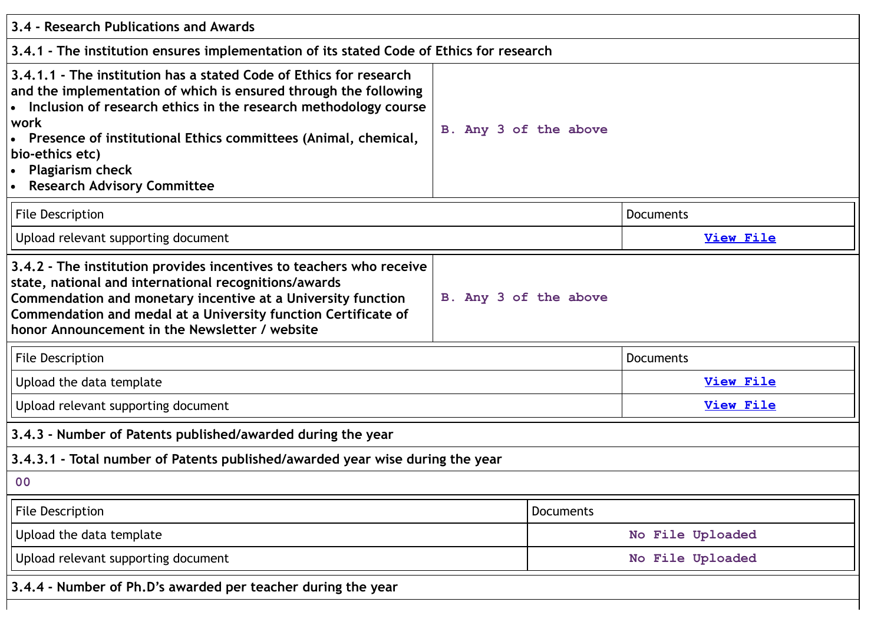| 3.4 - Research Publications and Awards | |
|---|---|
| 3.4.1 - The institution ensures implementation of its stated Code of Ethics for research | |
| 3.4.1.1 - The institution has a stated Code of Ethics for research and the implementation of which is ensured through the following<br>• Inclusion of research ethics in the research methodology course work<br>• Presence of institutional Ethics committees (Animal, chemical, bio-ethics etc)<br>• Plagiarism check<br>• Research Advisory Committee | B. Any 3 of the above |

| File Description | Documents |
|---|---|
| Upload relevant supporting document | View File |

| 3.4.2 - The institution provides incentives to teachers who receive state, national and international recognitions/awards Commendation and monetary incentive at a University function Commendation and medal at a University function Certificate of honor Announcement in the Newsletter / website | B. Any 3 of the above |
|---|---|

| File Description | Documents |
|---|---|
| Upload the data template | View File |
| Upload relevant supporting document | View File |

**3.4.3 - Number of Patents published/awarded during the year**

**3.4.3.1 - Total number of Patents published/awarded year wise during the year**

00

| File Description | Documents |
|---|---|
| Upload the data template | No File Uploaded |
| Upload relevant supporting document | No File Uploaded |

**3.4.4 - Number of Ph.D's awarded per teacher during the year**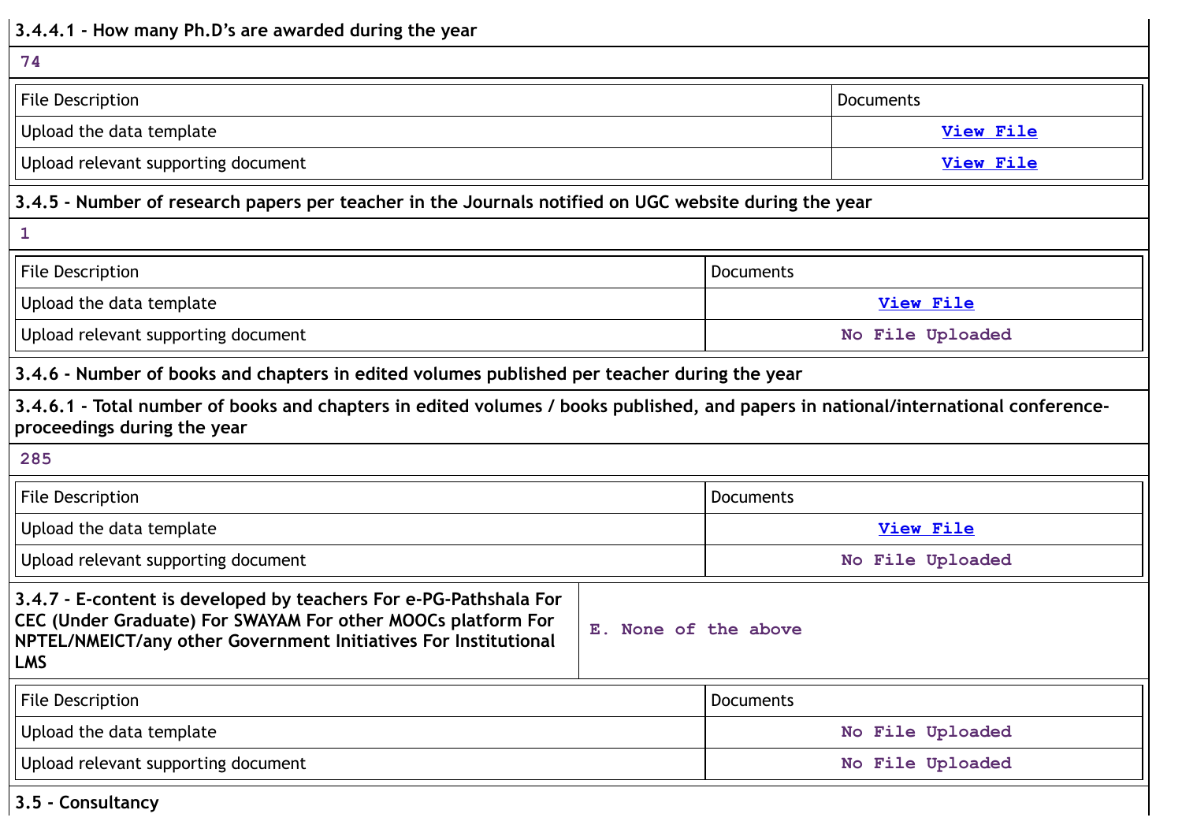**3.4.4.1 - How many Ph.D's are awarded during the year**

74

| File Description | Documents |
|---|---|
| Upload the data template | View File |
| Upload relevant supporting document | View File |

**3.4.5 - Number of research papers per teacher in the Journals notified on UGC website during the year**

1

| File Description | Documents |
|---|---|
| Upload the data template | View File |
| Upload relevant supporting document | No File Uploaded |

**3.4.6 - Number of books and chapters in edited volumes published per teacher during the year**

**3.4.6.1 - Total number of books and chapters in edited volumes / books published, and papers in national/international conference-proceedings during the year**

285

| File Description | Documents |
|---|---|
| Upload the data template | View File |
| Upload relevant supporting document | No File Uploaded |

| **3.4.7 - E-content is developed by teachers For e-PG-Pathshala For CEC (Under Graduate) For SWAYAM For other MOOCs platform For NPTEL/NMEICT/any other Government Initiatives For Institutional LMS** | E. None of the above |
|---|---|

| File Description | Documents |
|---|---|
| Upload the data template | No File Uploaded |
| Upload relevant supporting document | No File Uploaded |

**3.5 - Consultancy**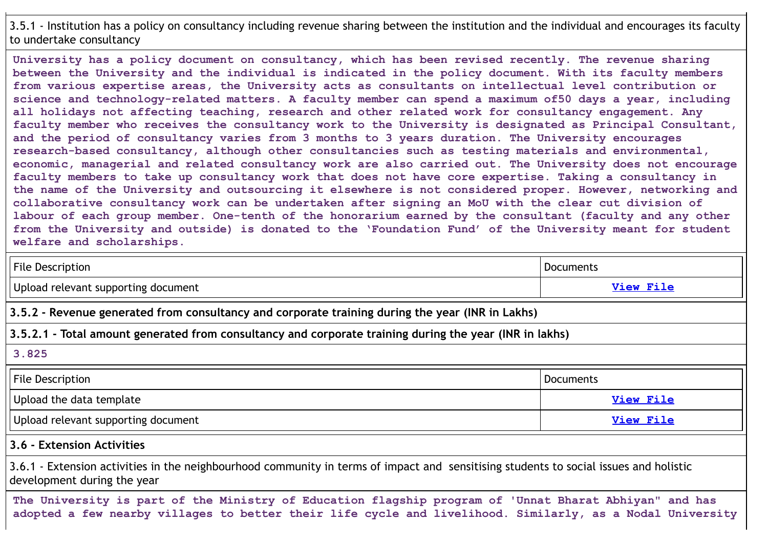3.5.1 - Institution has a policy on consultancy including revenue sharing between the institution and the individual and encourages its faculty to undertake consultancy

University has a policy document on consultancy, which has been revised recently. The revenue sharing between the University and the individual is indicated in the policy document. With its faculty members from various expertise areas, the University acts as consultants on intellectual level contribution or science and technology-related matters. A faculty member can spend a maximum of50 days a year, including all holidays not affecting teaching, research and other related work for consultancy engagement. Any faculty member who receives the consultancy work to the University is designated as Principal Consultant, and the period of consultancy varies from 3 months to 3 years duration. The University encourages research-based consultancy, although other consultancies such as testing materials and environmental, economic, managerial and related consultancy work are also carried out. The University does not encourage faculty members to take up consultancy work that does not have core expertise. Taking a consultancy in the name of the University and outsourcing it elsewhere is not considered proper. However, networking and collaborative consultancy work can be undertaken after signing an MoU with the clear cut division of labour of each group member. One-tenth of the honorarium earned by the consultant (faculty and any other from the University and outside) is donated to the 'Foundation Fund' of the University meant for student welfare and scholarships.

| File Description | Documents |
|---|---|
| Upload relevant supporting document | View File |

**3.5.2 - Revenue generated from consultancy and corporate training during the year (INR in Lakhs)**

**3.5.2.1 - Total amount generated from consultancy and corporate training during the year (INR in lakhs)**

3.825

| File Description | Documents |
|---|---|
| Upload the data template | View File |
| Upload relevant supporting document | View File |

**3.6 - Extension Activities**

3.6.1 - Extension activities in the neighbourhood community in terms of impact and sensitising students to social issues and holistic development during the year

The University is part of the Ministry of Education flagship program of 'Unnat Bharat Abhiyan" and has adopted a few nearby villages to better their life cycle and livelihood. Similarly, as a Nodal University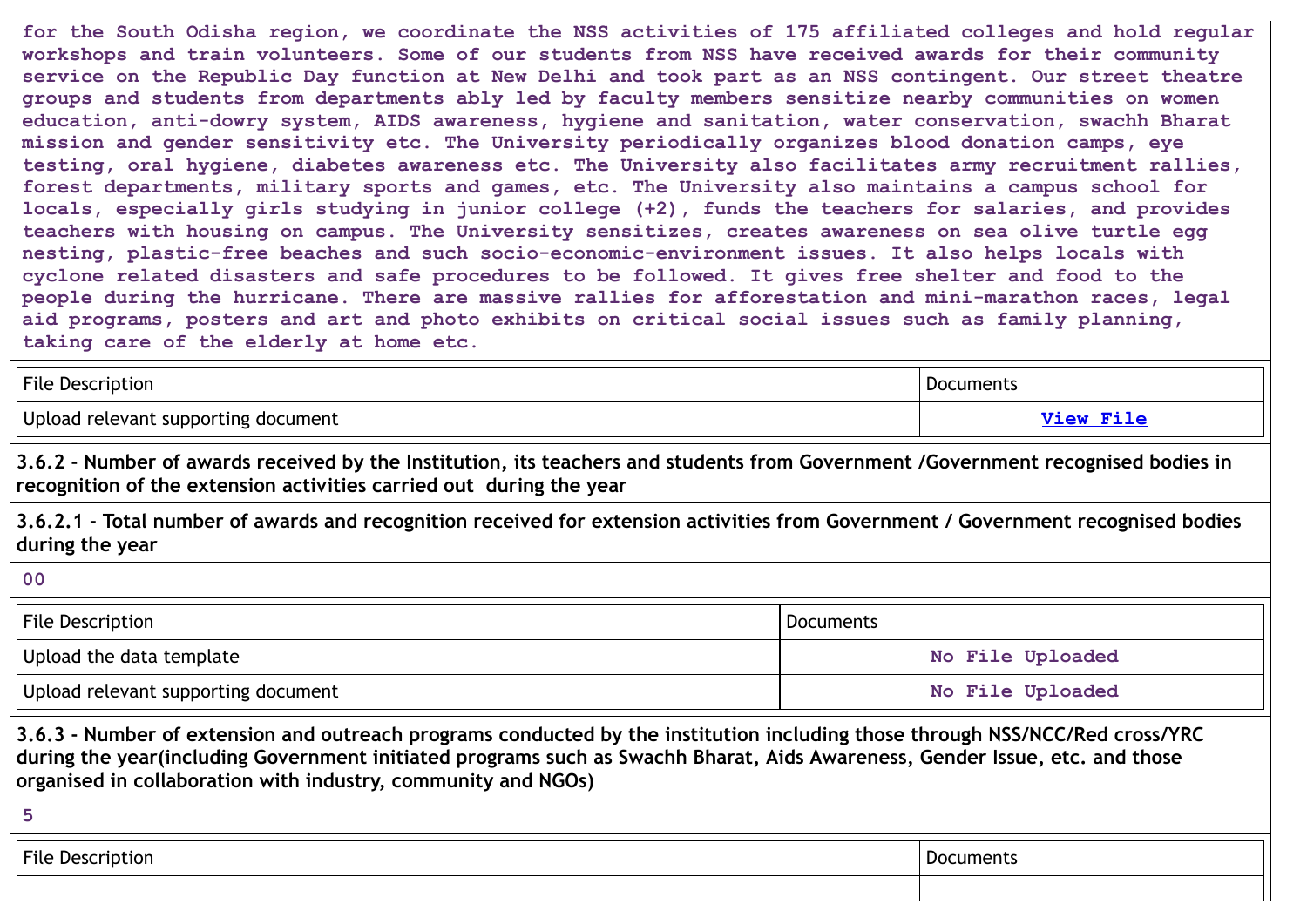for the South Odisha region, we coordinate the NSS activities of 175 affiliated colleges and hold regular workshops and train volunteers. Some of our students from NSS have received awards for their community service on the Republic Day function at New Delhi and took part as an NSS contingent. Our street theatre groups and students from departments ably led by faculty members sensitize nearby communities on women education, anti-dowry system, AIDS awareness, hygiene and sanitation, water conservation, swachh Bharat mission and gender sensitivity etc. The University periodically organizes blood donation camps, eye testing, oral hygiene, diabetes awareness etc. The University also facilitates army recruitment rallies, forest departments, military sports and games, etc. The University also maintains a campus school for locals, especially girls studying in junior college (+2), funds the teachers for salaries, and provides teachers with housing on campus. The University sensitizes, creates awareness on sea olive turtle egg nesting, plastic-free beaches and such socio-economic-environment issues. It also helps locals with cyclone related disasters and safe procedures to be followed. It gives free shelter and food to the people during the hurricane. There are massive rallies for afforestation and mini-marathon races, legal aid programs, posters and art and photo exhibits on critical social issues such as family planning, taking care of the elderly at home etc.

| File Description | Documents |
|---|---|
| Upload relevant supporting document | View File |

**3.6.2 - Number of awards received by the Institution, its teachers and students from Government /Government recognised bodies in recognition of the extension activities carried out during the year**

**3.6.2.1 - Total number of awards and recognition received for extension activities from Government / Government recognised bodies during the year**

00

| File Description | Documents |
|---|---|
| Upload the data template | No File Uploaded |
| Upload relevant supporting document | No File Uploaded |

**3.6.3 - Number of extension and outreach programs conducted by the institution including those through NSS/NCC/Red cross/YRC during the year(including Government initiated programs such as Swachh Bharat, Aids Awareness, Gender Issue, etc. and those organised in collaboration with industry, community and NGOs)**

5

| File Description | Documents |
|---|---|
| | |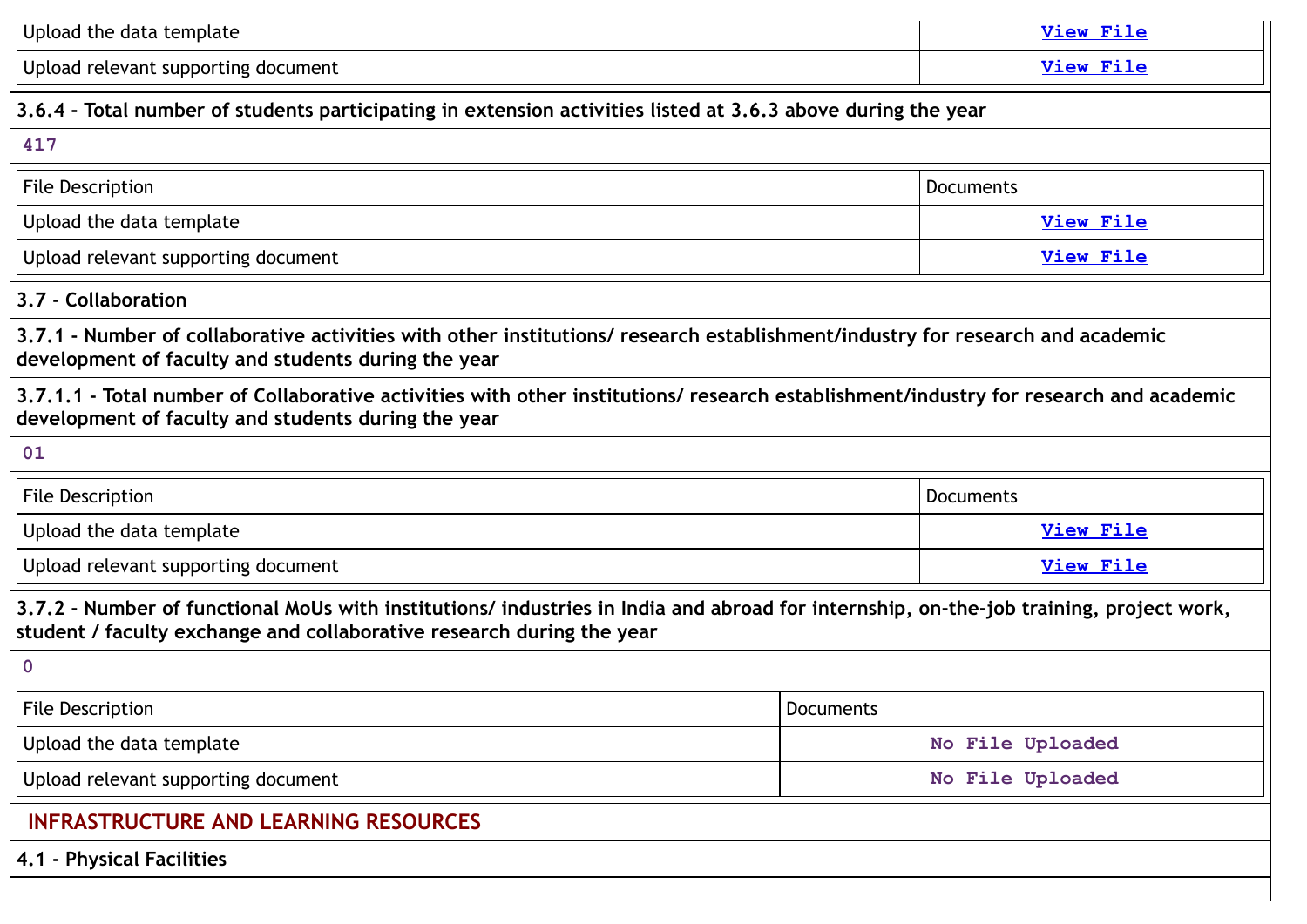| Upload the data template | View File |
|---|---|
| Upload relevant supporting document | View File |

**3.6.4 - Total number of students participating in extension activities listed at 3.6.3 above during the year**

417

| File Description | Documents |
|---|---|
| Upload the data template | View File |
| Upload relevant supporting document | View File |

**3.7 - Collaboration**

**3.7.1 - Number of collaborative activities with other institutions/ research establishment/industry for research and academic development of faculty and students during the year**

**3.7.1.1 - Total number of Collaborative activities with other institutions/ research establishment/industry for research and academic development of faculty and students during the year**

01

| File Description | Documents |
|---|---|
| Upload the data template | View File |
| Upload relevant supporting document | View File |

**3.7.2 - Number of functional MoUs with institutions/ industries in India and abroad for internship, on-the-job training, project work, student / faculty exchange and collaborative research during the year**

0

| File Description | Documents |
|---|---|
| Upload the data template | No File Uploaded |
| Upload relevant supporting document | No File Uploaded |

## INFRASTRUCTURE AND LEARNING RESOURCES

**4.1 - Physical Facilities**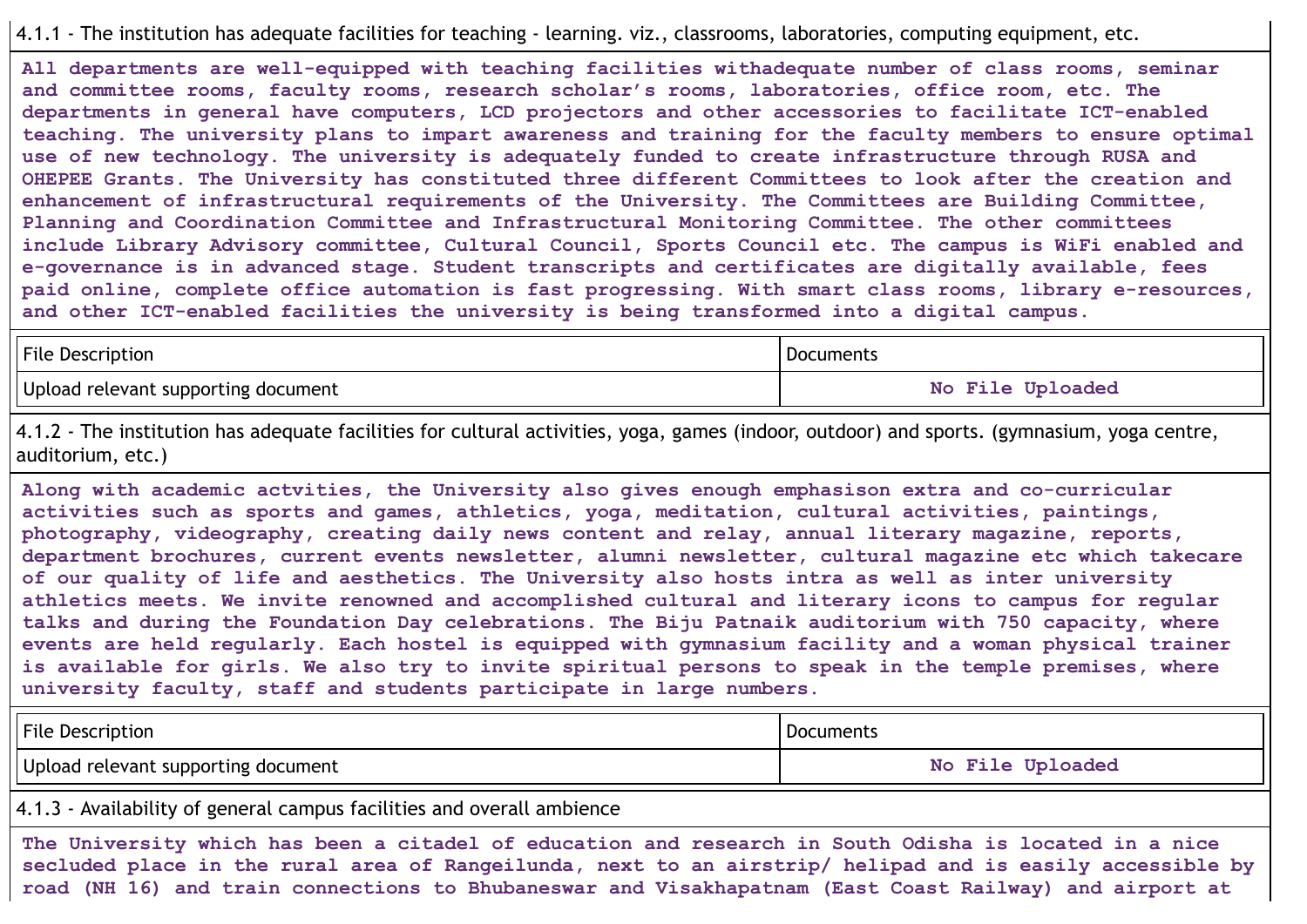4.1.1 - The institution has adequate facilities for teaching - learning. viz., classrooms, laboratories, computing equipment, etc.

All departments are well-equipped with teaching facilities withadequate number of class rooms, seminar and committee rooms, faculty rooms, research scholar's rooms, laboratories, office room, etc. The departments in general have computers, LCD projectors and other accessories to facilitate ICT-enabled teaching. The university plans to impart awareness and training for the faculty members to ensure optimal use of new technology. The university is adequately funded to create infrastructure through RUSA and OHEPEE Grants. The University has constituted three different Committees to look after the creation and enhancement of infrastructural requirements of the University. The Committees are Building Committee, Planning and Coordination Committee and Infrastructural Monitoring Committee. The other committees include Library Advisory committee, Cultural Council, Sports Council etc. The campus is WiFi enabled and e-governance is in advanced stage. Student transcripts and certificates are digitally available, fees paid online, complete office automation is fast progressing. With smart class rooms, library e-resources, and other ICT-enabled facilities the university is being transformed into a digital campus.

| File Description | Documents |
|---|---|
| Upload relevant supporting document | No File Uploaded |

4.1.2 - The institution has adequate facilities for cultural activities, yoga, games (indoor, outdoor) and sports. (gymnasium, yoga centre, auditorium, etc.)

Along with academic actvities, the University also gives enough emphasison extra and co-curricular activities such as sports and games, athletics, yoga, meditation, cultural activities, paintings, photography, videography, creating daily news content and relay, annual literary magazine, reports, department brochures, current events newsletter, alumni newsletter, cultural magazine etc which takecare of our quality of life and aesthetics. The University also hosts intra as well as inter university athletics meets. We invite renowned and accomplished cultural and literary icons to campus for regular talks and during the Foundation Day celebrations. The Biju Patnaik auditorium with 750 capacity, where events are held regularly. Each hostel is equipped with gymnasium facility and a woman physical trainer is available for girls. We also try to invite spiritual persons to speak in the temple premises, where university faculty, staff and students participate in large numbers.

| File Description | Documents |
|---|---|
| Upload relevant supporting document | No File Uploaded |

4.1.3 - Availability of general campus facilities and overall ambience

The University which has been a citadel of education and research in South Odisha is located in a nice secluded place in the rural area of Rangeilunda, next to an airstrip/ helipad and is easily accessible by road (NH 16) and train connections to Bhubaneswar and Visakhapatnam (East Coast Railway) and airport at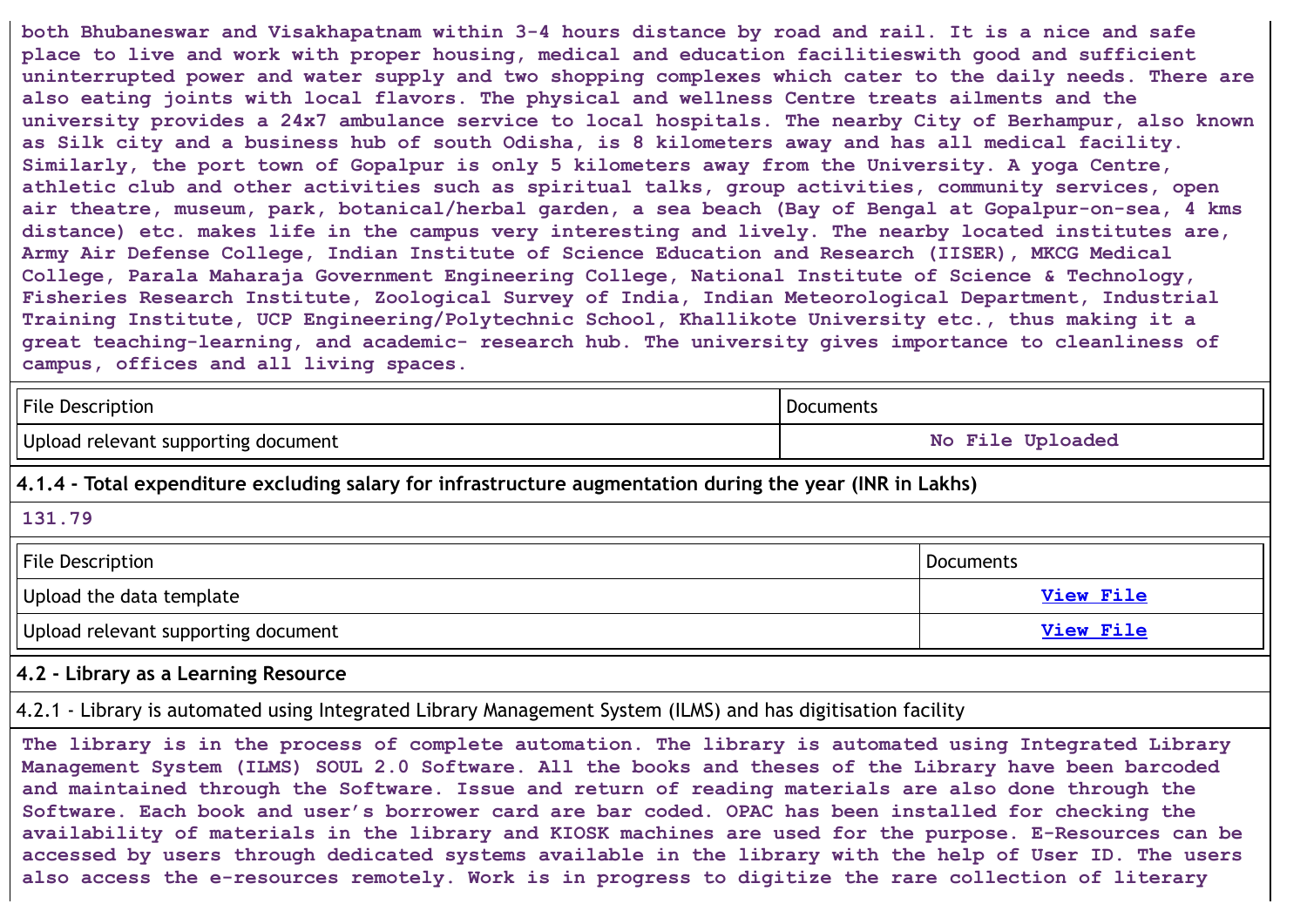both Bhubaneswar and Visakhapatnam within 3-4 hours distance by road and rail. It is a nice and safe place to live and work with proper housing, medical and education facilitieswith good and sufficient uninterrupted power and water supply and two shopping complexes which cater to the daily needs. There are also eating joints with local flavors. The physical and wellness Centre treats ailments and the university provides a 24x7 ambulance service to local hospitals. The nearby City of Berhampur, also known as Silk city and a business hub of south Odisha, is 8 kilometers away and has all medical facility. Similarly, the port town of Gopalpur is only 5 kilometers away from the University. A yoga Centre, athletic club and other activities such as spiritual talks, group activities, community services, open air theatre, museum, park, botanical/herbal garden, a sea beach (Bay of Bengal at Gopalpur-on-sea, 4 kms distance) etc. makes life in the campus very interesting and lively. The nearby located institutes are, Army Air Defense College, Indian Institute of Science Education and Research (IISER), MKCG Medical College, Parala Maharaja Government Engineering College, National Institute of Science & Technology, Fisheries Research Institute, Zoological Survey of India, Indian Meteorological Department, Industrial Training Institute, UCP Engineering/Polytechnic School, Khallikote University etc., thus making it a great teaching-learning, and academic- research hub. The university gives importance to cleanliness of campus, offices and all living spaces.

| File Description | Documents |
|---|---|
| Upload relevant supporting document | No File Uploaded |

**4.1.4 - Total expenditure excluding salary for infrastructure augmentation during the year (INR in Lakhs)**

131.79

| File Description | Documents |
|---|---|
| Upload the data template | View File |
| Upload relevant supporting document | View File |

**4.2 - Library as a Learning Resource**

4.2.1 - Library is automated using Integrated Library Management System (ILMS) and has digitisation facility

The library is in the process of complete automation. The library is automated using Integrated Library Management System (ILMS) SOUL 2.0 Software. All the books and theses of the Library have been barcoded and maintained through the Software. Issue and return of reading materials are also done through the Software. Each book and user's borrower card are bar coded. OPAC has been installed for checking the availability of materials in the library and KIOSK machines are used for the purpose. E-Resources can be accessed by users through dedicated systems available in the library with the help of User ID. The users also access the e-resources remotely. Work is in progress to digitize the rare collection of literary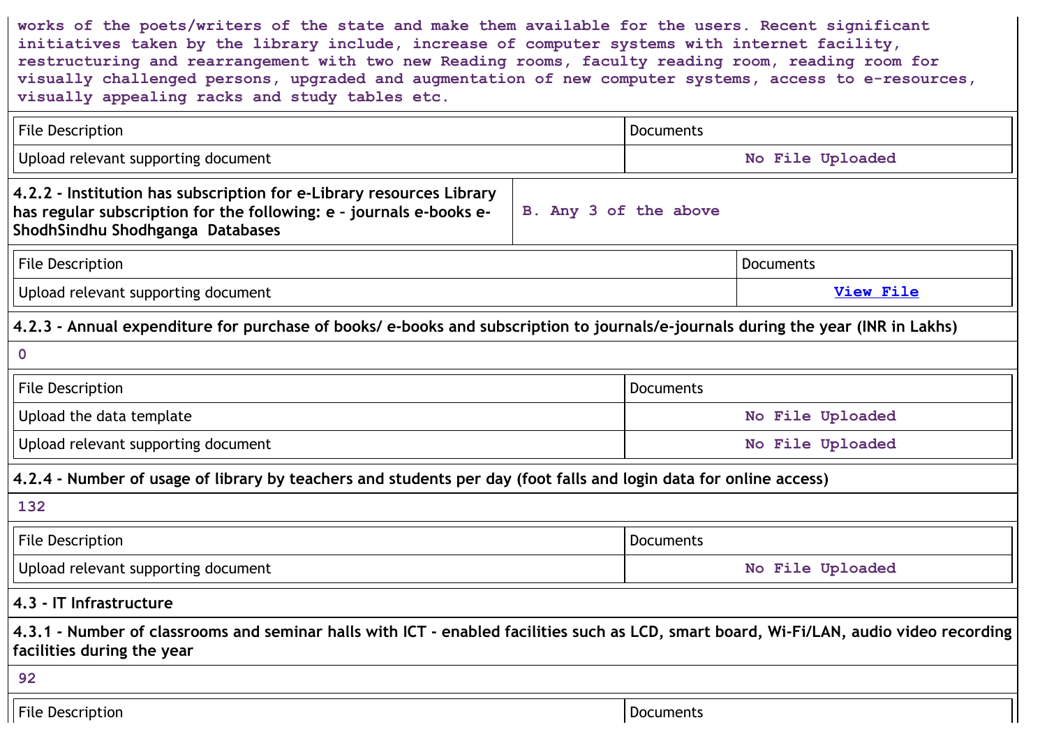works of the poets/writers of the state and make them available for the users. Recent significant initiatives taken by the library include, increase of computer systems with internet facility, restructuring and rearrangement with two new Reading rooms, faculty reading room, reading room for visually challenged persons, upgraded and augmentation of new computer systems, access to e-resources, visually appealing racks and study tables etc.

| File Description | Documents |
|---|---|
| Upload relevant supporting document | No File Uploaded |

| **4.2.2 - Institution has subscription for e-Library resources Library has regular subscription for the following: e – journals e-books e-ShodhSindhu Shodhganga Databases** | B. Any 3 of the above |
|---|---|

| File Description | Documents |
|---|---|
| Upload relevant supporting document | View File |

**4.2.3 - Annual expenditure for purchase of books/ e-books and subscription to journals/e-journals during the year (INR in Lakhs)**

0

| File Description | Documents |
|---|---|
| Upload the data template | No File Uploaded |
| Upload relevant supporting document | No File Uploaded |

**4.2.4 - Number of usage of library by teachers and students per day (foot falls and login data for online access)**

132

| File Description | Documents |
|---|---|
| Upload relevant supporting document | No File Uploaded |

**4.3 - IT Infrastructure**

**4.3.1 - Number of classrooms and seminar halls with ICT - enabled facilities such as LCD, smart board, Wi-Fi/LAN, audio video recording facilities during the year**

92

| File Description | Documents |
|---|---|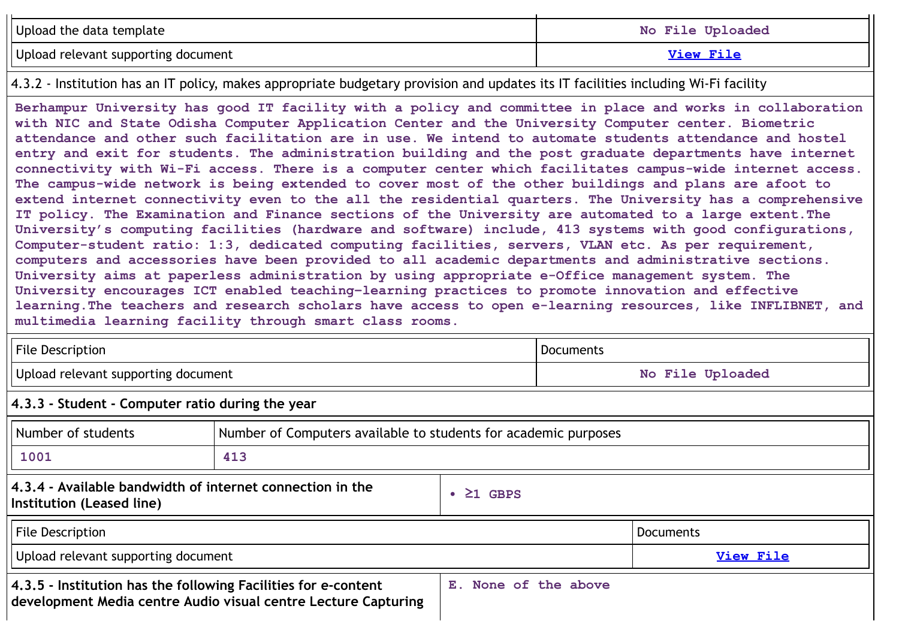| | |
|---|---|
| Upload the data template | No File Uploaded |
| Upload relevant supporting document | View File |

4.3.2 - Institution has an IT policy, makes appropriate budgetary provision and updates its IT facilities including Wi-Fi facility

Berhampur University has good IT facility with a policy and committee in place and works in collaboration with NIC and State Odisha Computer Application Center and the University Computer center. Biometric attendance and other such facilitation are in use. We intend to automate students attendance and hostel entry and exit for students. The administration building and the post graduate departments have internet connectivity with Wi-Fi access. There is a computer center which facilitates campus-wide internet access. The campus-wide network is being extended to cover most of the other buildings and plans are afoot to extend internet connectivity even to the all the residential quarters. The University has a comprehensive IT policy. The Examination and Finance sections of the University are automated to a large extent.The University's computing facilities (hardware and software) include, 413 systems with good configurations, Computer-student ratio: 1:3, dedicated computing facilities, servers, VLAN etc. As per requirement, computers and accessories have been provided to all academic departments and administrative sections. University aims at paperless administration by using appropriate e-Office management system. The University encourages ICT enabled teaching-learning practices to promote innovation and effective learning.The teachers and research scholars have access to open e-learning resources, like INFLIBNET, and multimedia learning facility through smart class rooms.

| File Description | Documents |
|---|---|
| Upload relevant supporting document | No File Uploaded |

**4.3.3 - Student - Computer ratio during the year**

| Number of students | Number of Computers available to students for academic purposes |
|---|---|
| 1001 | 413 |

| | |
|---|---|
| **4.3.4 - Available bandwidth of internet connection in the Institution (Leased line)** | • ≥1 GBPS |

| File Description | Documents |
|---|---|
| Upload relevant supporting document | View File |

| | |
|---|---|
| **4.3.5 - Institution has the following Facilities for e-content development Media centre Audio visual centre Lecture Capturing** | E. None of the above |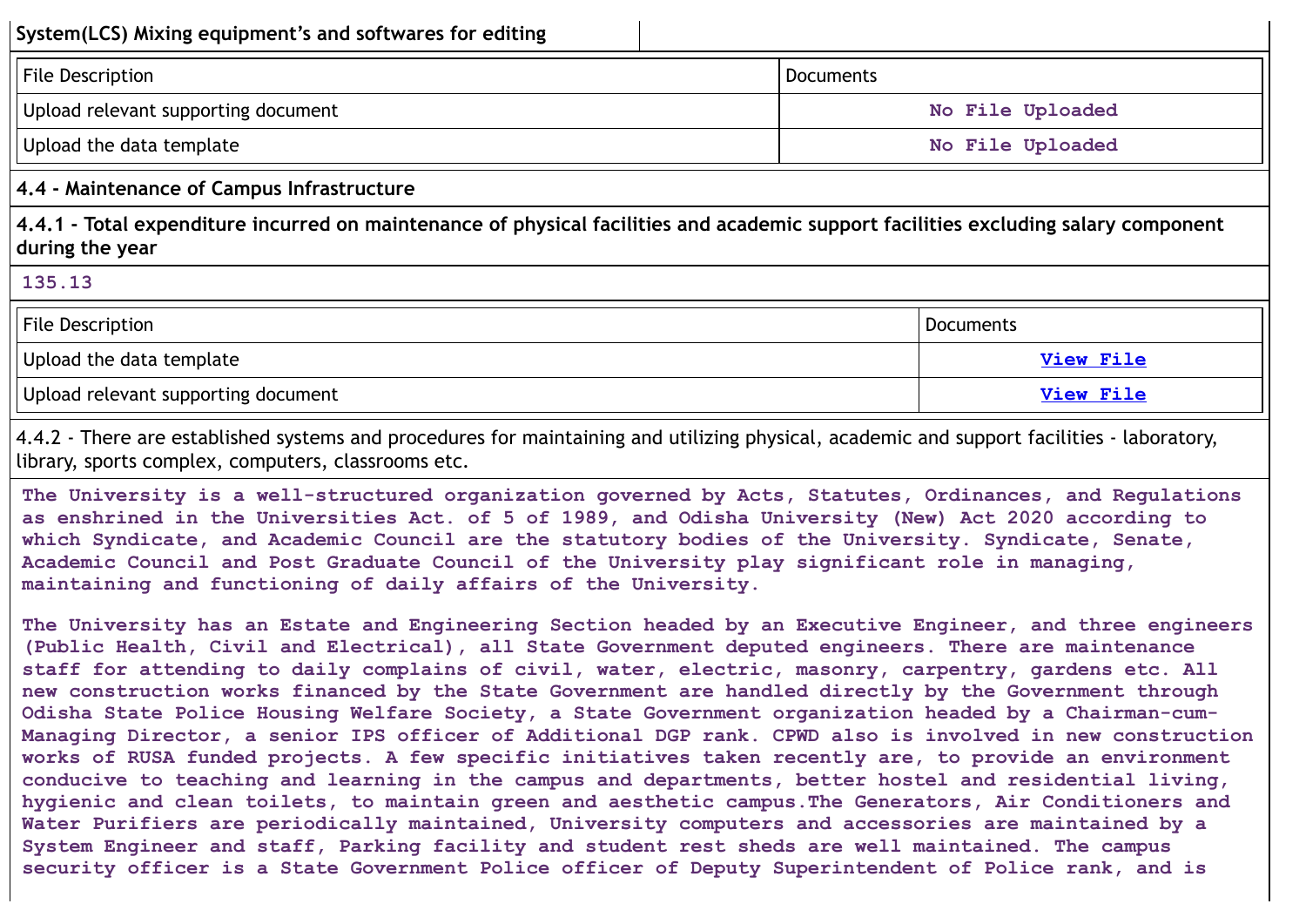**System(LCS) Mixing equipment's and softwares for editing**

| File Description | Documents |
| --- | --- |
| Upload relevant supporting document | No File Uploaded |
| Upload the data template | No File Uploaded |

**4.4 - Maintenance of Campus Infrastructure**

**4.4.1 - Total expenditure incurred on maintenance of physical facilities and academic support facilities excluding salary component during the year**

**135.13**

| File Description | Documents |
| --- | --- |
| Upload the data template | View File |
| Upload relevant supporting document | View File |

4.4.2 - There are established systems and procedures for maintaining and utilizing physical, academic and support facilities - laboratory, library, sports complex, computers, classrooms etc.

**The University is a well-structured organization governed by Acts, Statutes, Ordinances, and Regulations as enshrined in the Universities Act. of 5 of 1989, and Odisha University (New) Act 2020 according to which Syndicate, and Academic Council are the statutory bodies of the University. Syndicate, Senate, Academic Council and Post Graduate Council of the University play significant role in managing, maintaining and functioning of daily affairs of the University.**

**The University has an Estate and Engineering Section headed by an Executive Engineer, and three engineers (Public Health, Civil and Electrical), all State Government deputed engineers. There are maintenance staff for attending to daily complains of civil, water, electric, masonry, carpentry, gardens etc. All new construction works financed by the State Government are handled directly by the Government through Odisha State Police Housing Welfare Society, a State Government organization headed by a Chairman-cum-Managing Director, a senior IPS officer of Additional DGP rank. CPWD also is involved in new construction works of RUSA funded projects. A few specific initiatives taken recently are, to provide an environment conducive to teaching and learning in the campus and departments, better hostel and residential living, hygienic and clean toilets, to maintain green and aesthetic campus.The Generators, Air Conditioners and Water Purifiers are periodically maintained, University computers and accessories are maintained by a System Engineer and staff, Parking facility and student rest sheds are well maintained. The campus security officer is a State Government Police officer of Deputy Superintendent of Police rank, and is**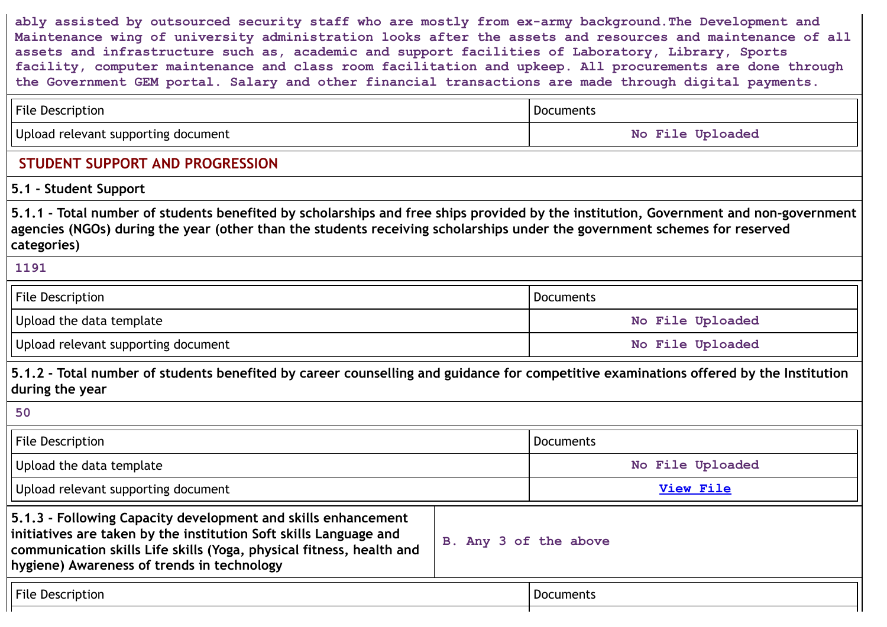ably assisted by outsourced security staff who are mostly from ex-army background.The Development and Maintenance wing of university administration looks after the assets and resources and maintenance of all assets and infrastructure such as, academic and support facilities of Laboratory, Library, Sports facility, computer maintenance and class room facilitation and upkeep. All procurements are done through the Government GEM portal. Salary and other financial transactions are made through digital payments.

| File Description | Documents |
|---|---|
| Upload relevant supporting document | No File Uploaded |

## STUDENT SUPPORT AND PROGRESSION

### 5.1 - Student Support

**5.1.1 - Total number of students benefited by scholarships and free ships provided by the institution, Government and non-government agencies (NGOs) during the year (other than the students receiving scholarships under the government schemes for reserved categories)**

1191

| File Description | Documents |
|---|---|
| Upload the data template | No File Uploaded |
| Upload relevant supporting document | No File Uploaded |

**5.1.2 - Total number of students benefited by career counselling and guidance for competitive examinations offered by the Institution during the year**

50

| File Description | Documents |
|---|---|
| Upload the data template | No File Uploaded |
| Upload relevant supporting document | View File |

| **5.1.3 - Following Capacity development and skills enhancement initiatives are taken by the institution Soft skills Language and communication skills Life skills (Yoga, physical fitness, health and hygiene) Awareness of trends in technology** | B. Any 3 of the above |
|---|---|

| File Description | Documents |
|---|---|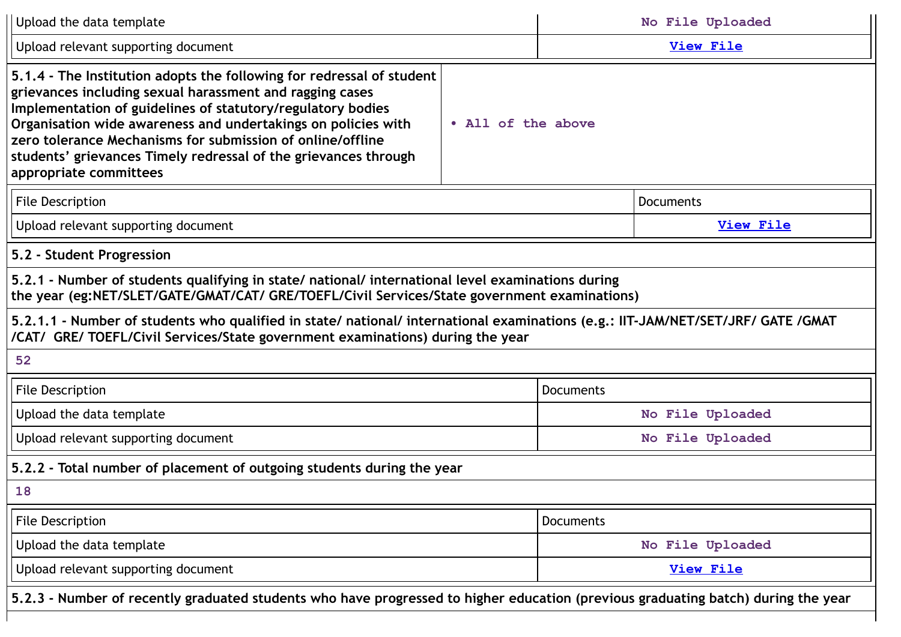| | |
|---|---|
| Upload the data template | No File Uploaded |
| Upload relevant supporting document | View File |

| | |
|---|---|
| **5.1.4 - The Institution adopts the following for redressal of student grievances including sexual harassment and ragging cases Implementation of guidelines of statutory/regulatory bodies Organisation wide awareness and undertakings on policies with zero tolerance Mechanisms for submission of online/offline students' grievances Timely redressal of the grievances through appropriate committees** | • All of the above |

| File Description | Documents |
|---|---|
| Upload relevant supporting document | View File |

**5.2 - Student Progression**

**5.2.1 - Number of students qualifying in state/ national/ international level examinations during the year (eg:NET/SLET/GATE/GMAT/CAT/ GRE/TOEFL/Civil Services/State government examinations)**

**5.2.1.1 - Number of students who qualified in state/ national/ international examinations (e.g.: IIT-JAM/NET/SET/JRF/ GATE /GMAT /CAT/ GRE/ TOEFL/Civil Services/State government examinations) during the year**

52

| File Description | Documents |
|---|---|
| Upload the data template | No File Uploaded |
| Upload relevant supporting document | No File Uploaded |

**5.2.2 - Total number of placement of outgoing students during the year**

18

| File Description | Documents |
|---|---|
| Upload the data template | No File Uploaded |
| Upload relevant supporting document | View File |

**5.2.3 - Number of recently graduated students who have progressed to higher education (previous graduating batch) during the year**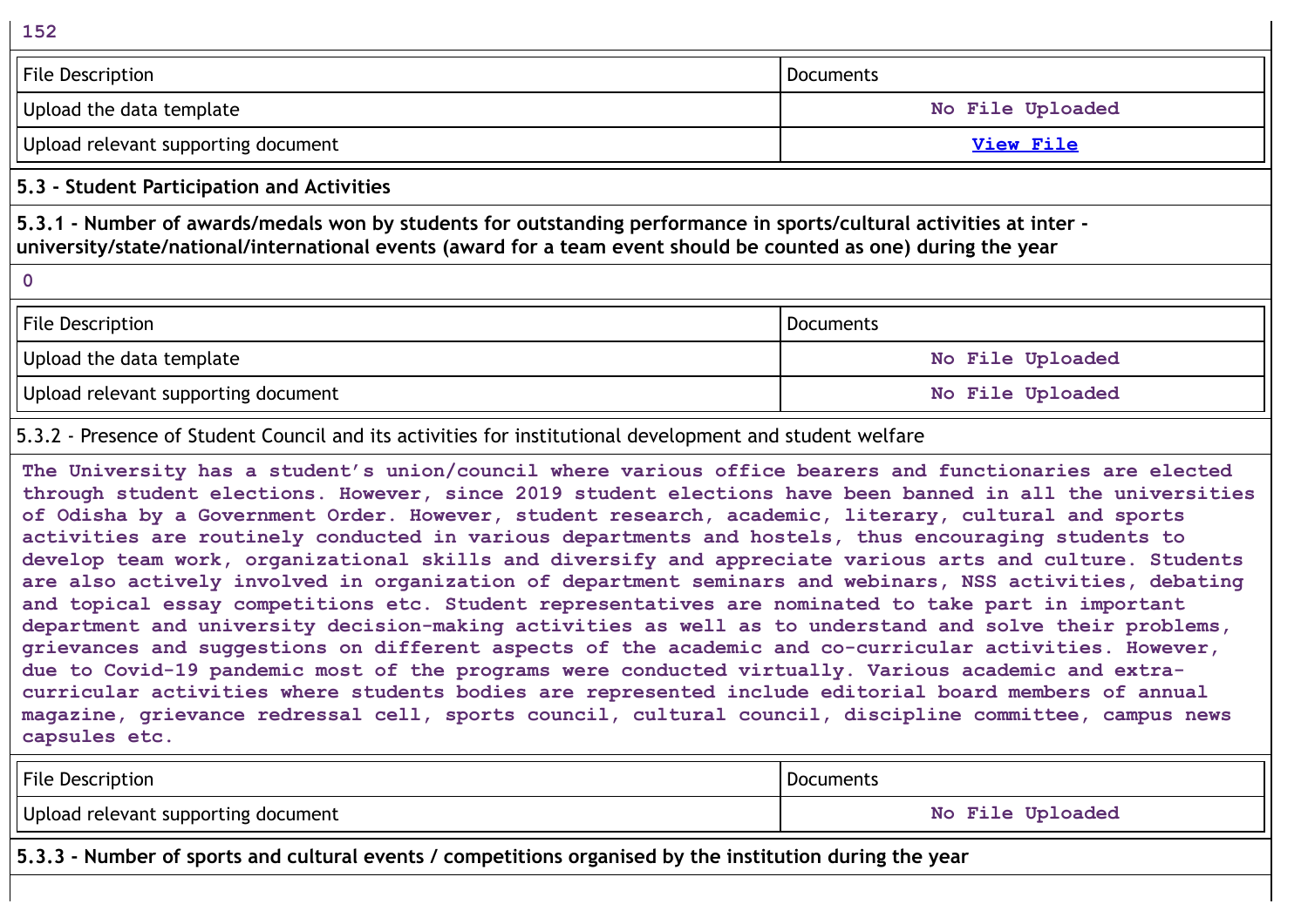152

| File Description | Documents |
|---|---|
| Upload the data template | No File Uploaded |
| Upload relevant supporting document | View File |

**5.3 - Student Participation and Activities**

**5.3.1 - Number of awards/medals won by students for outstanding performance in sports/cultural activities at inter - university/state/national/international events (award for a team event should be counted as one) during the year**

0

| File Description | Documents |
|---|---|
| Upload the data template | No File Uploaded |
| Upload relevant supporting document | No File Uploaded |

5.3.2 - Presence of Student Council and its activities for institutional development and student welfare

The University has a student's union/council where various office bearers and functionaries are elected through student elections. However, since 2019 student elections have been banned in all the universities of Odisha by a Government Order. However, student research, academic, literary, cultural and sports activities are routinely conducted in various departments and hostels, thus encouraging students to develop team work, organizational skills and diversify and appreciate various arts and culture. Students are also actively involved in organization of department seminars and webinars, NSS activities, debating and topical essay competitions etc. Student representatives are nominated to take part in important department and university decision-making activities as well as to understand and solve their problems, grievances and suggestions on different aspects of the academic and co-curricular activities. However, due to Covid-19 pandemic most of the programs were conducted virtually. Various academic and extra-curricular activities where students bodies are represented include editorial board members of annual magazine, grievance redressal cell, sports council, cultural council, discipline committee, campus news capsules etc.

| File Description | Documents |
|---|---|
| Upload relevant supporting document | No File Uploaded |

**5.3.3 - Number of sports and cultural events / competitions organised by the institution during the year**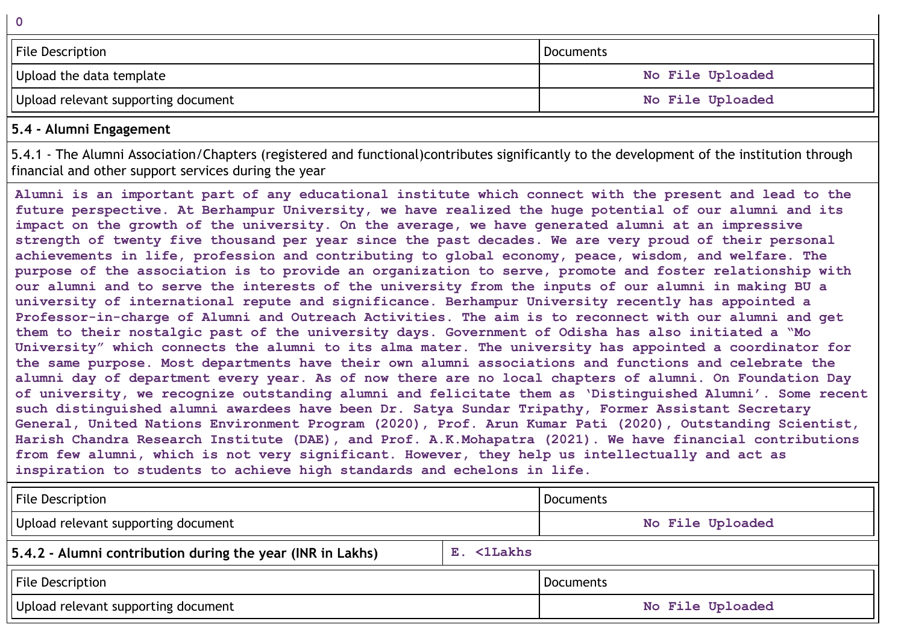0

| File Description | Documents |
|---|---|
| Upload the data template | No File Uploaded |
| Upload relevant supporting document | No File Uploaded |

**5.4 - Alumni Engagement**

5.4.1 - The Alumni Association/Chapters (registered and functional)contributes significantly to the development of the institution through financial and other support services during the year

Alumni is an important part of any educational institute which connect with the present and lead to the future perspective. At Berhampur University, we have realized the huge potential of our alumni and its impact on the growth of the university. On the average, we have generated alumni at an impressive strength of twenty five thousand per year since the past decades. We are very proud of their personal achievements in life, profession and contributing to global economy, peace, wisdom, and welfare. The purpose of the association is to provide an organization to serve, promote and foster relationship with our alumni and to serve the interests of the university from the inputs of our alumni in making BU a university of international repute and significance. Berhampur University recently has appointed a Professor-in-charge of Alumni and Outreach Activities. The aim is to reconnect with our alumni and get them to their nostalgic past of the university days. Government of Odisha has also initiated a "Mo University" which connects the alumni to its alma mater. The university has appointed a coordinator for the same purpose. Most departments have their own alumni associations and functions and celebrate the alumni day of department every year. As of now there are no local chapters of alumni. On Foundation Day of university, we recognize outstanding alumni and felicitate them as 'Distinguished Alumni'. Some recent such distinguished alumni awardees have been Dr. Satya Sundar Tripathy, Former Assistant Secretary General, United Nations Environment Program (2020), Prof. Arun Kumar Pati (2020), Outstanding Scientist, Harish Chandra Research Institute (DAE), and Prof. A.K.Mohapatra (2021). We have financial contributions from few alumni, which is not very significant. However, they help us intellectually and act as inspiration to students to achieve high standards and echelons in life.

| File Description | Documents |
|---|---|
| Upload relevant supporting document | No File Uploaded |

| 5.4.2 - Alumni contribution during the year (INR in Lakhs) | E. <1Lakhs |
|---|---|

| File Description | Documents |
|---|---|
| Upload relevant supporting document | No File Uploaded |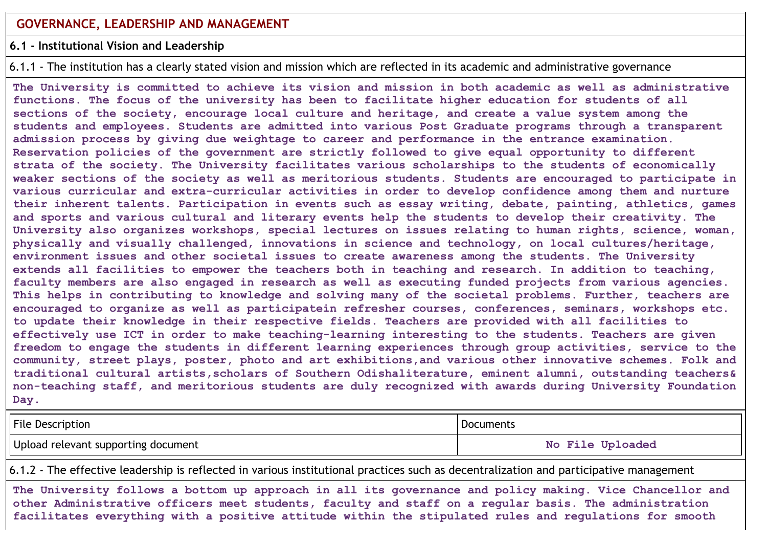## GOVERNANCE, LEADERSHIP AND MANAGEMENT

### 6.1 - Institutional Vision and Leadership

6.1.1 - The institution has a clearly stated vision and mission which are reflected in its academic and administrative governance

The University is committed to achieve its vision and mission in both academic as well as administrative functions. The focus of the university has been to facilitate higher education for students of all sections of the society, encourage local culture and heritage, and create a value system among the students and employees. Students are admitted into various Post Graduate programs through a transparent admission process by giving due weightage to career and performance in the entrance examination. Reservation policies of the government are strictly followed to give equal opportunity to different strata of the society. The University facilitates various scholarships to the students of economically weaker sections of the society as well as meritorious students. Students are encouraged to participate in various curricular and extra-curricular activities in order to develop confidence among them and nurture their inherent talents. Participation in events such as essay writing, debate, painting, athletics, games and sports and various cultural and literary events help the students to develop their creativity. The University also organizes workshops, special lectures on issues relating to human rights, science, woman, physically and visually challenged, innovations in science and technology, on local cultures/heritage, environment issues and other societal issues to create awareness among the students. The University extends all facilities to empower the teachers both in teaching and research. In addition to teaching, faculty members are also engaged in research as well as executing funded projects from various agencies. This helps in contributing to knowledge and solving many of the societal problems. Further, teachers are encouraged to organize as well as participatein refresher courses, conferences, seminars, workshops etc. to update their knowledge in their respective fields. Teachers are provided with all facilities to effectively use ICT in order to make teaching-learning interesting to the students. Teachers are given freedom to engage the students in different learning experiences through group activities, service to the community, street plays, poster, photo and art exhibitions,and various other innovative schemes. Folk and traditional cultural artists,scholars of Southern Odishaliterature, eminent alumni, outstanding teachers& non-teaching staff, and meritorious students are duly recognized with awards during University Foundation Day.

| File Description | Documents |
|---|---|
| Upload relevant supporting document | No File Uploaded |

6.1.2 - The effective leadership is reflected in various institutional practices such as decentralization and participative management

The University follows a bottom up approach in all its governance and policy making. Vice Chancellor and other Administrative officers meet students, faculty and staff on a regular basis. The administration facilitates everything with a positive attitude within the stipulated rules and regulations for smooth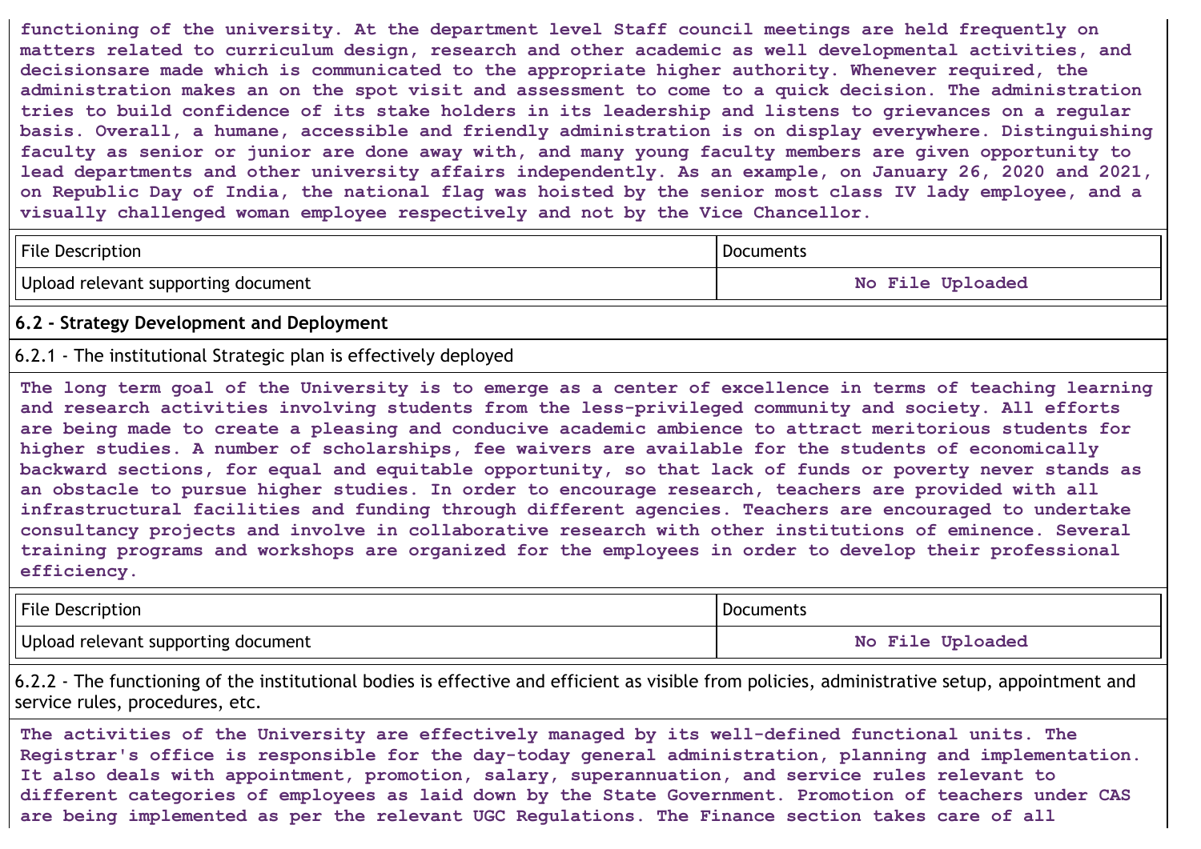**functioning of the university. At the department level Staff council meetings are held frequently on matters related to curriculum design, research and other academic as well developmental activities, and decisionsare made which is communicated to the appropriate higher authority. Whenever required, the administration makes an on the spot visit and assessment to come to a quick decision. The administration tries to build confidence of its stake holders in its leadership and listens to grievances on a regular basis. Overall, a humane, accessible and friendly administration is on display everywhere. Distinguishing faculty as senior or junior are done away with, and many young faculty members are given opportunity to lead departments and other university affairs independently. As an example, on January 26, 2020 and 2021, on Republic Day of India, the national flag was hoisted by the senior most class IV lady employee, and a visually challenged woman employee respectively and not by the Vice Chancellor.**

| File Description | Documents |
| --- | --- |
| Upload relevant supporting document | No File Uploaded |

**6.2 - Strategy Development and Deployment**

6.2.1 - The institutional Strategic plan is effectively deployed

**The long term goal of the University is to emerge as a center of excellence in terms of teaching learning and research activities involving students from the less-privileged community and society. All efforts are being made to create a pleasing and conducive academic ambience to attract meritorious students for higher studies. A number of scholarships, fee waivers are available for the students of economically backward sections, for equal and equitable opportunity, so that lack of funds or poverty never stands as an obstacle to pursue higher studies. In order to encourage research, teachers are provided with all infrastructural facilities and funding through different agencies. Teachers are encouraged to undertake consultancy projects and involve in collaborative research with other institutions of eminence. Several training programs and workshops are organized for the employees in order to develop their professional efficiency.**

| File Description | Documents |
| --- | --- |
| Upload relevant supporting document | No File Uploaded |

6.2.2 - The functioning of the institutional bodies is effective and efficient as visible from policies, administrative setup, appointment and service rules, procedures, etc.

**The activities of the University are effectively managed by its well-defined functional units. The Registrar's office is responsible for the day-today general administration, planning and implementation. It also deals with appointment, promotion, salary, superannuation, and service rules relevant to different categories of employees as laid down by the State Government. Promotion of teachers under CAS are being implemented as per the relevant UGC Regulations. The Finance section takes care of all**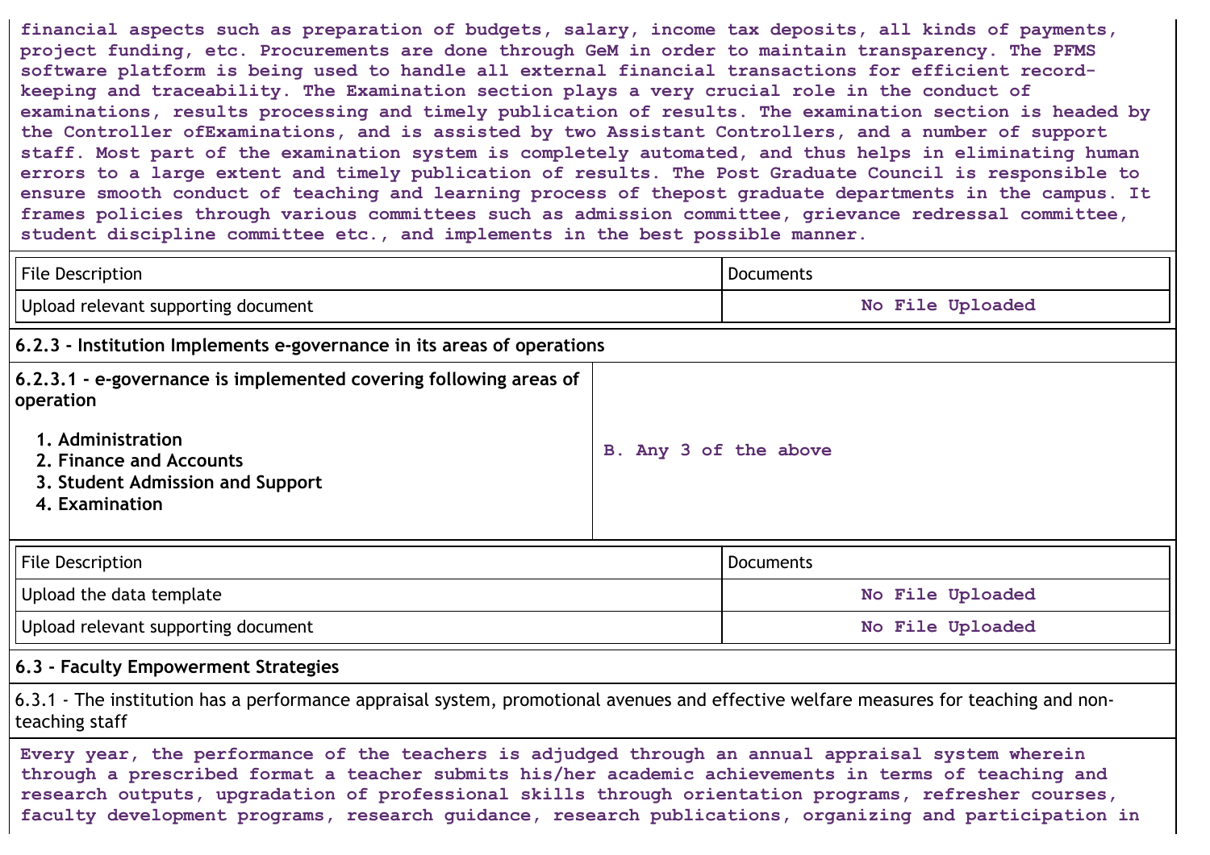financial aspects such as preparation of budgets, salary, income tax deposits, all kinds of payments, project funding, etc. Procurements are done through GeM in order to maintain transparency. The PFMS software platform is being used to handle all external financial transactions for efficient record-keeping and traceability. The Examination section plays a very crucial role in the conduct of examinations, results processing and timely publication of results. The examination section is headed by the Controller ofExaminations, and is assisted by two Assistant Controllers, and a number of support staff. Most part of the examination system is completely automated, and thus helps in eliminating human errors to a large extent and timely publication of results. The Post Graduate Council is responsible to ensure smooth conduct of teaching and learning process of thepost graduate departments in the campus. It frames policies through various committees such as admission committee, grievance redressal committee, student discipline committee etc., and implements in the best possible manner.

| File Description | Documents |
|---|---|
| Upload relevant supporting document | No File Uploaded |

**6.2.3 - Institution Implements e-governance in its areas of operations**

| 6.2.3.1 - e-governance is implemented covering following areas of operation<br>1. Administration<br>2. Finance and Accounts<br>3. Student Admission and Support<br>4. Examination | B. Any 3 of the above |
|---|---|

| File Description | Documents |
|---|---|
| Upload the data template | No File Uploaded |
| Upload relevant supporting document | No File Uploaded |

**6.3 - Faculty Empowerment Strategies**

6.3.1 - The institution has a performance appraisal system, promotional avenues and effective welfare measures for teaching and non-teaching staff

Every year, the performance of the teachers is adjudged through an annual appraisal system wherein through a prescribed format a teacher submits his/her academic achievements in terms of teaching and research outputs, upgradation of professional skills through orientation programs, refresher courses, faculty development programs, research guidance, research publications, organizing and participation in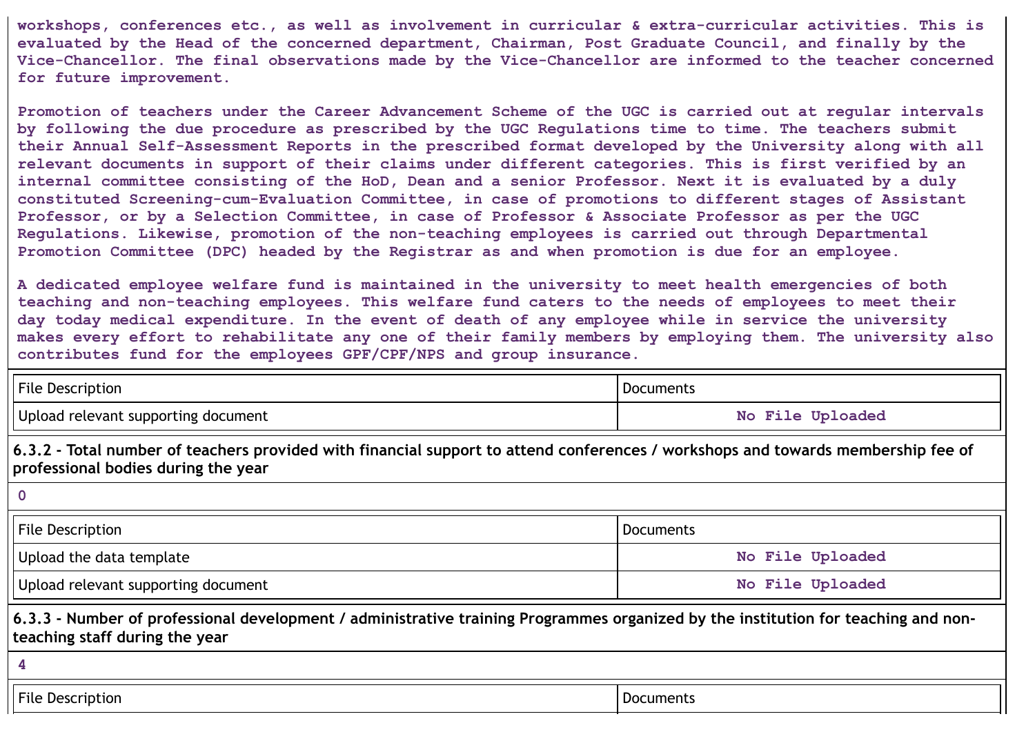workshops, conferences etc., as well as involvement in curricular & extra-curricular activities. This is evaluated by the Head of the concerned department, Chairman, Post Graduate Council, and finally by the Vice-Chancellor. The final observations made by the Vice-Chancellor are informed to the teacher concerned for future improvement.

Promotion of teachers under the Career Advancement Scheme of the UGC is carried out at regular intervals by following the due procedure as prescribed by the UGC Regulations time to time. The teachers submit their Annual Self-Assessment Reports in the prescribed format developed by the University along with all relevant documents in support of their claims under different categories. This is first verified by an internal committee consisting of the HoD, Dean and a senior Professor. Next it is evaluated by a duly constituted Screening-cum-Evaluation Committee, in case of promotions to different stages of Assistant Professor, or by a Selection Committee, in case of Professor & Associate Professor as per the UGC Regulations. Likewise, promotion of the non-teaching employees is carried out through Departmental Promotion Committee (DPC) headed by the Registrar as and when promotion is due for an employee.

A dedicated employee welfare fund is maintained in the university to meet health emergencies of both teaching and non-teaching employees. This welfare fund caters to the needs of employees to meet their day today medical expenditure. In the event of death of any employee while in service the university makes every effort to rehabilitate any one of their family members by employing them. The university also contributes fund for the employees GPF/CPF/NPS and group insurance.

| File Description | Documents |
|---|---|
| Upload relevant supporting document | No File Uploaded |

**6.3.2 - Total number of teachers provided with financial support to attend conferences / workshops and towards membership fee of professional bodies during the year**

0

| File Description | Documents |
|---|---|
| Upload the data template | No File Uploaded |
| Upload relevant supporting document | No File Uploaded |

**6.3.3 - Number of professional development / administrative training Programmes organized by the institution for teaching and non-teaching staff during the year**

4

| File Description | Documents |
|---|---|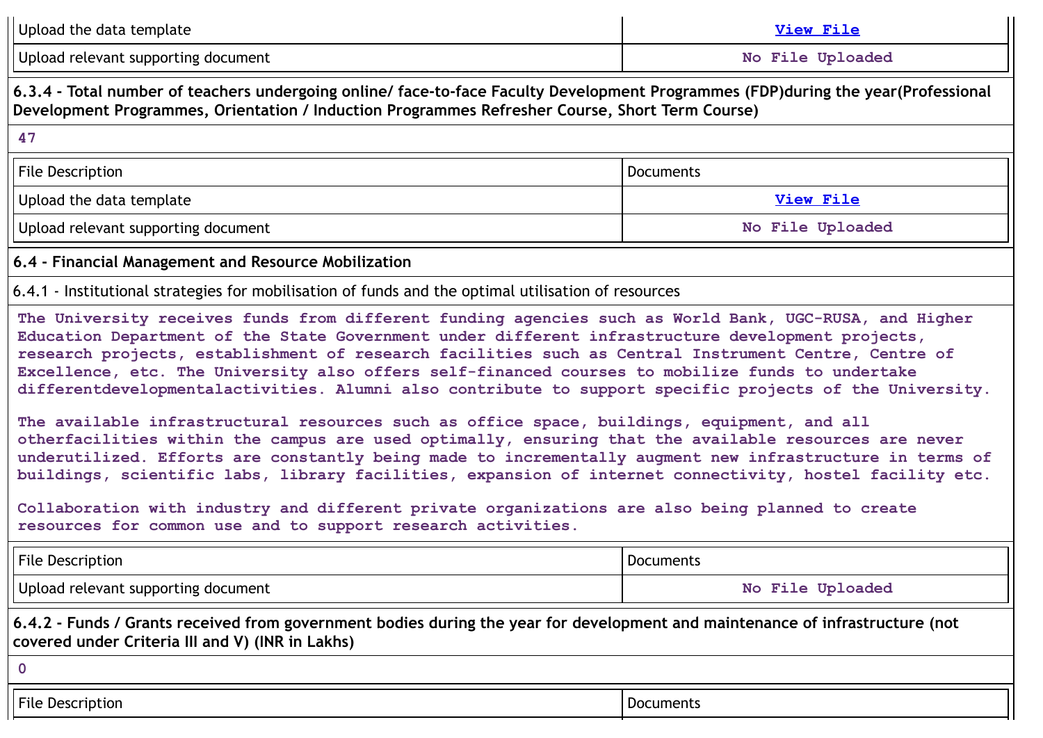| Upload the data template | View File |
|---|---|
| Upload relevant supporting document | No File Uploaded |

**6.3.4 - Total number of teachers undergoing online/ face-to-face Faculty Development Programmes (FDP)during the year(Professional Development Programmes, Orientation / Induction Programmes Refresher Course, Short Term Course)**

**47**

| File Description | Documents |
|---|---|
| Upload the data template | View File |
| Upload relevant supporting document | No File Uploaded |

**6.4 - Financial Management and Resource Mobilization**

6.4.1 - Institutional strategies for mobilisation of funds and the optimal utilisation of resources

**The University receives funds from different funding agencies such as World Bank, UGC-RUSA, and Higher Education Department of the State Government under different infrastructure development projects, research projects, establishment of research facilities such as Central Instrument Centre, Centre of Excellence, etc. The University also offers self-financed courses to mobilize funds to undertake differentdevelopmentalactivities. Alumni also contribute to support specific projects of the University.**

**The available infrastructural resources such as office space, buildings, equipment, and all otherfacilities within the campus are used optimally, ensuring that the available resources are never underutilized. Efforts are constantly being made to incrementally augment new infrastructure in terms of buildings, scientific labs, library facilities, expansion of internet connectivity, hostel facility etc.**

**Collaboration with industry and different private organizations are also being planned to create resources for common use and to support research activities.**

| File Description | Documents |
|---|---|
| Upload relevant supporting document | No File Uploaded |

**6.4.2 - Funds / Grants received from government bodies during the year for development and maintenance of infrastructure (not covered under Criteria III and V) (INR in Lakhs)**

**0**

| File Description | Documents |
|---|---|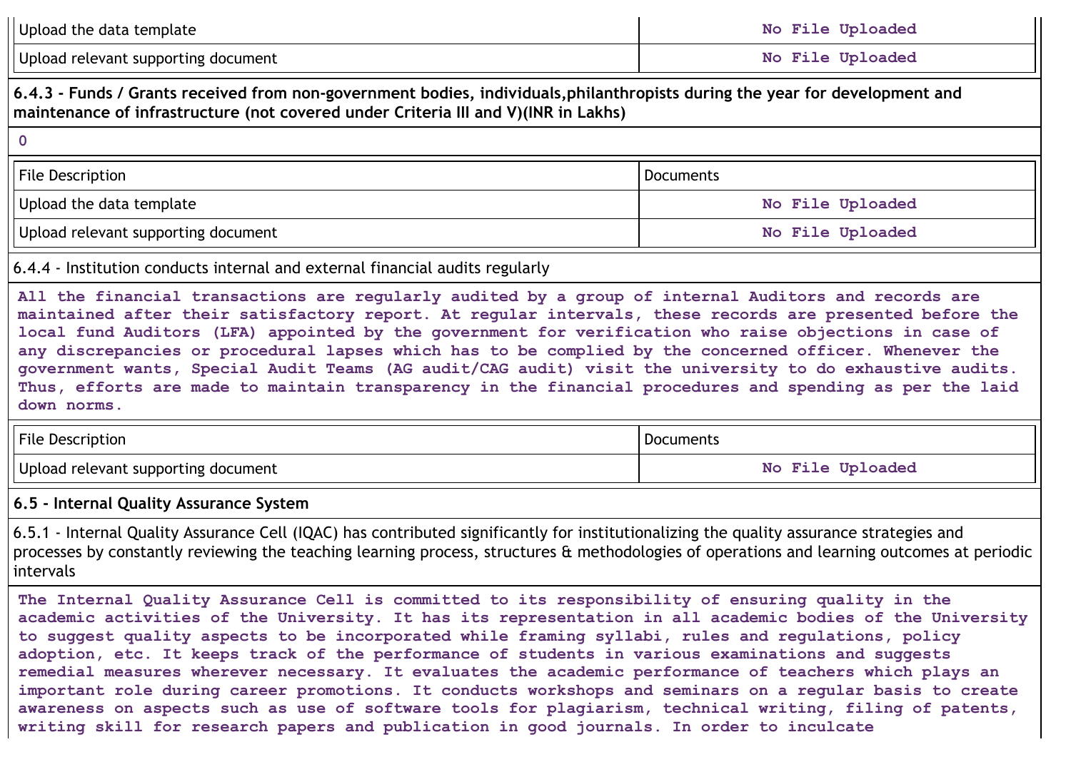| | |
|---|---|
| Upload the data template | No File Uploaded |
| Upload relevant supporting document | No File Uploaded |

**6.4.3 - Funds / Grants received from non-government bodies, individuals,philanthropists during the year for development and maintenance of infrastructure (not covered under Criteria III and V)(INR in Lakhs)**

0

| File Description | Documents |
|---|---|
| Upload the data template | No File Uploaded |
| Upload relevant supporting document | No File Uploaded |

6.4.4 - Institution conducts internal and external financial audits regularly

All the financial transactions are regularly audited by a group of internal Auditors and records are maintained after their satisfactory report. At regular intervals, these records are presented before the local fund Auditors (LFA) appointed by the government for verification who raise objections in case of any discrepancies or procedural lapses which has to be complied by the concerned officer. Whenever the government wants, Special Audit Teams (AG audit/CAG audit) visit the university to do exhaustive audits. Thus, efforts are made to maintain transparency in the financial procedures and spending as per the laid down norms.

| File Description | Documents |
|---|---|
| Upload relevant supporting document | No File Uploaded |

**6.5 - Internal Quality Assurance System**

6.5.1 - Internal Quality Assurance Cell (IQAC) has contributed significantly for institutionalizing the quality assurance strategies and processes by constantly reviewing the teaching learning process, structures & methodologies of operations and learning outcomes at periodic intervals

The Internal Quality Assurance Cell is committed to its responsibility of ensuring quality in the academic activities of the University. It has its representation in all academic bodies of the University to suggest quality aspects to be incorporated while framing syllabi, rules and regulations, policy adoption, etc. It keeps track of the performance of students in various examinations and suggests remedial measures wherever necessary. It evaluates the academic performance of teachers which plays an important role during career promotions. It conducts workshops and seminars on a regular basis to create awareness on aspects such as use of software tools for plagiarism, technical writing, filing of patents, writing skill for research papers and publication in good journals. In order to inculcate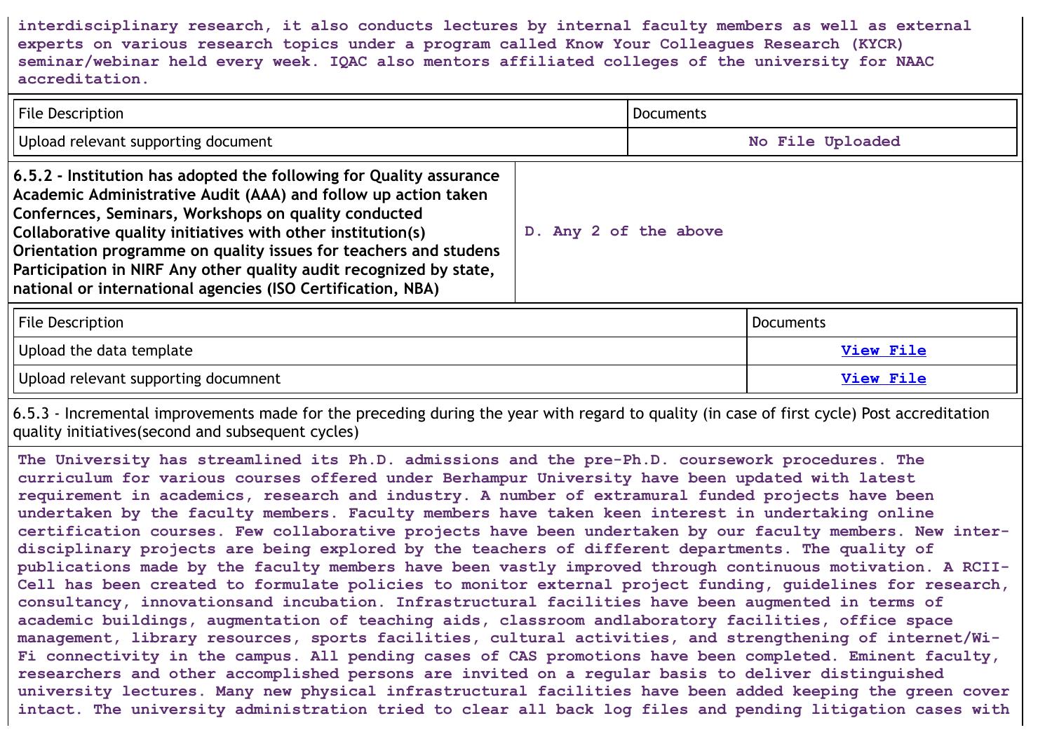interdisciplinary research, it also conducts lectures by internal faculty members as well as external experts on various research topics under a program called Know Your Colleagues Research (KYCR) seminar/webinar held every week. IQAC also mentors affiliated colleges of the university for NAAC accreditation.

| File Description | Documents |
|---|---|
| Upload relevant supporting document | No File Uploaded |

| **6.5.2 - Institution has adopted the following for Quality assurance Academic Administrative Audit (AAA) and follow up action taken Confernces, Seminars, Workshops on quality conducted Collaborative quality initiatives with other institution(s) Orientation programme on quality issues for teachers and studens Participation in NIRF Any other quality audit recognized by state, national or international agencies (ISO Certification, NBA)** | **D. Any 2 of the above** |
|---|---|

| File Description | Documents |
|---|---|
| Upload the data template | View File |
| Upload relevant supporting documnent | View File |

6.5.3 - Incremental improvements made for the preceding during the year with regard to quality (in case of first cycle) Post accreditation quality initiatives(second and subsequent cycles)

The University has streamlined its Ph.D. admissions and the pre-Ph.D. coursework procedures. The curriculum for various courses offered under Berhampur University have been updated with latest requirement in academics, research and industry. A number of extramural funded projects have been undertaken by the faculty members. Faculty members have taken keen interest in undertaking online certification courses. Few collaborative projects have been undertaken by our faculty members. New inter-disciplinary projects are being explored by the teachers of different departments. The quality of publications made by the faculty members have been vastly improved through continuous motivation. A RCII-Cell has been created to formulate policies to monitor external project funding, guidelines for research, consultancy, innovationsand incubation. Infrastructural facilities have been augmented in terms of academic buildings, augmentation of teaching aids, classroom andlaboratory facilities, office space management, library resources, sports facilities, cultural activities, and strengthening of internet/Wi-Fi connectivity in the campus. All pending cases of CAS promotions have been completed. Eminent faculty, researchers and other accomplished persons are invited on a regular basis to deliver distinguished university lectures. Many new physical infrastructural facilities have been added keeping the green cover intact. The university administration tried to clear all back log files and pending litigation cases with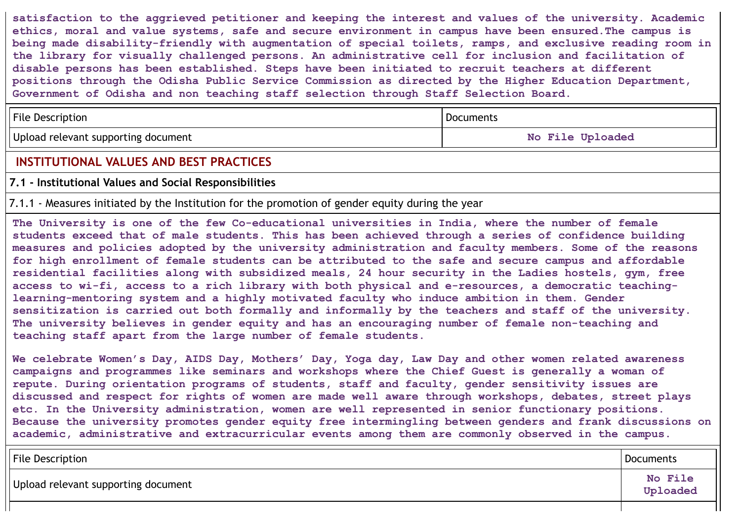satisfaction to the aggrieved petitioner and keeping the interest and values of the university. Academic ethics, moral and value systems, safe and secure environment in campus have been ensured.The campus is being made disability-friendly with augmentation of special toilets, ramps, and exclusive reading room in the library for visually challenged persons. An administrative cell for inclusion and facilitation of disable persons has been established. Steps have been initiated to recruit teachers at different positions through the Odisha Public Service Commission as directed by the Higher Education Department, Government of Odisha and non teaching staff selection through Staff Selection Board.

| File Description | Documents |
|---|---|
| Upload relevant supporting document | No File Uploaded |

## INSTITUTIONAL VALUES AND BEST PRACTICES

### 7.1 - Institutional Values and Social Responsibilities

7.1.1 - Measures initiated by the Institution for the promotion of gender equity during the year

The University is one of the few Co-educational universities in India, where the number of female students exceed that of male students. This has been achieved through a series of confidence building measures and policies adopted by the university administration and faculty members. Some of the reasons for high enrollment of female students can be attributed to the safe and secure campus and affordable residential facilities along with subsidized meals, 24 hour security in the Ladies hostels, gym, free access to wi-fi, access to a rich library with both physical and e-resources, a democratic teaching-learning-mentoring system and a highly motivated faculty who induce ambition in them. Gender sensitization is carried out both formally and informally by the teachers and staff of the university. The university believes in gender equity and has an encouraging number of female non-teaching and teaching staff apart from the large number of female students.

We celebrate Women's Day, AIDS Day, Mothers' Day, Yoga day, Law Day and other women related awareness campaigns and programmes like seminars and workshops where the Chief Guest is generally a woman of repute. During orientation programs of students, staff and faculty, gender sensitivity issues are discussed and respect for rights of women are made well aware through workshops, debates, street plays etc. In the University administration, women are well represented in senior functionary positions. Because the university promotes gender equity free intermingling between genders and frank discussions on academic, administrative and extracurricular events among them are commonly observed in the campus.

| File Description | Documents |
|---|---|
| Upload relevant supporting document | No File Uploaded |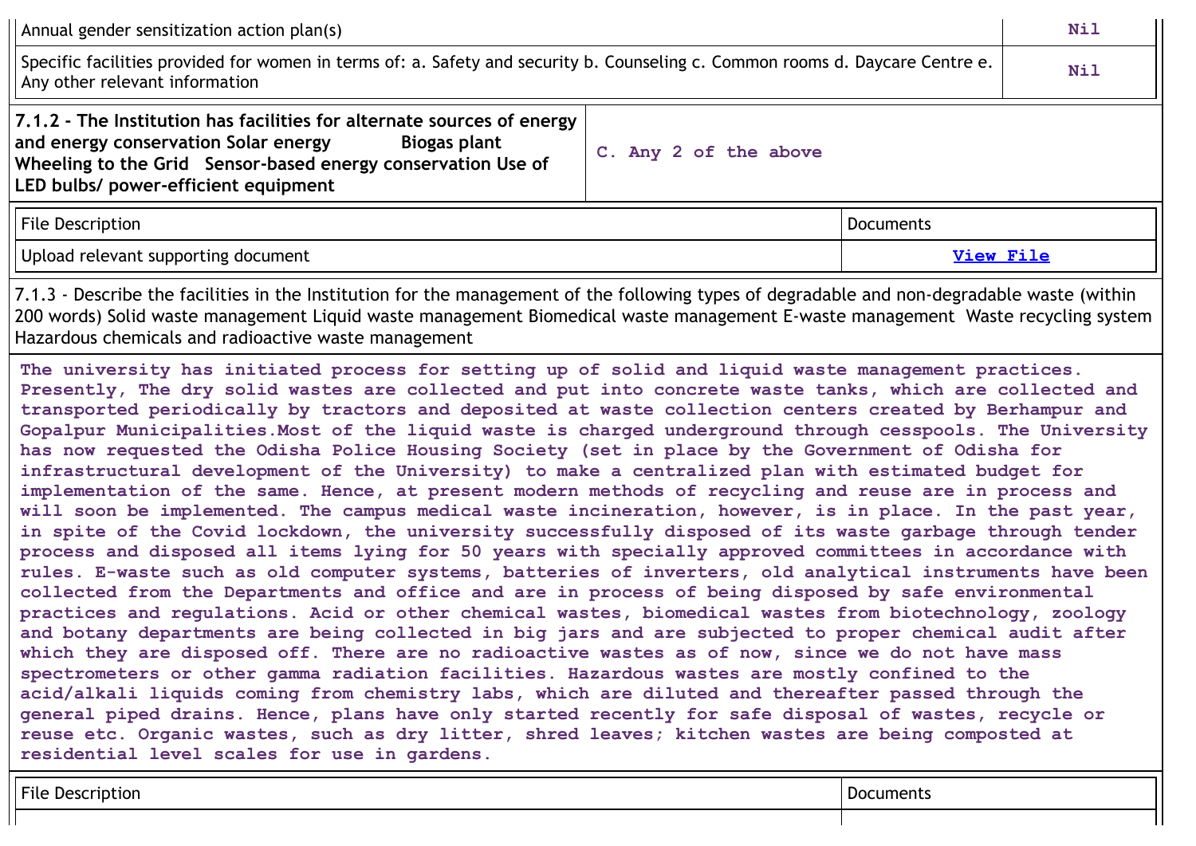| | |
|---|---|
| Annual gender sensitization action plan(s) | Nil |
| Specific facilities provided for women in terms of: a. Safety and security b. Counseling c. Common rooms d. Daycare Centre e. Any other relevant information | Nil |

| | |
|---|---|
| **7.1.2 - The Institution has facilities for alternate sources of energy and energy conservation Solar energy Biogas plant Wheeling to the Grid Sensor-based energy conservation Use of LED bulbs/ power-efficient equipment** | C. Any 2 of the above |

| File Description | Documents |
|---|---|
| Upload relevant supporting document | View File |

7.1.3 - Describe the facilities in the Institution for the management of the following types of degradable and non-degradable waste (within 200 words) Solid waste management Liquid waste management Biomedical waste management E-waste management Waste recycling system Hazardous chemicals and radioactive waste management

The university has initiated process for setting up of solid and liquid waste management practices. Presently, The dry solid wastes are collected and put into concrete waste tanks, which are collected and transported periodically by tractors and deposited at waste collection centers created by Berhampur and Gopalpur Municipalities.Most of the liquid waste is charged underground through cesspools. The University has now requested the Odisha Police Housing Society (set in place by the Government of Odisha for infrastructural development of the University) to make a centralized plan with estimated budget for implementation of the same. Hence, at present modern methods of recycling and reuse are in process and will soon be implemented. The campus medical waste incineration, however, is in place. In the past year, in spite of the Covid lockdown, the university successfully disposed of its waste garbage through tender process and disposed all items lying for 50 years with specially approved committees in accordance with rules. E-waste such as old computer systems, batteries of inverters, old analytical instruments have been collected from the Departments and office and are in process of being disposed by safe environmental practices and regulations. Acid or other chemical wastes, biomedical wastes from biotechnology, zoology and botany departments are being collected in big jars and are subjected to proper chemical audit after which they are disposed off. There are no radioactive wastes as of now, since we do not have mass spectrometers or other gamma radiation facilities. Hazardous wastes are mostly confined to the acid/alkali liquids coming from chemistry labs, which are diluted and thereafter passed through the general piped drains. Hence, plans have only started recently for safe disposal of wastes, recycle or reuse etc. Organic wastes, such as dry litter, shred leaves; kitchen wastes are being composted at residential level scales for use in gardens.

| File Description | Documents |
|---|---|
| | |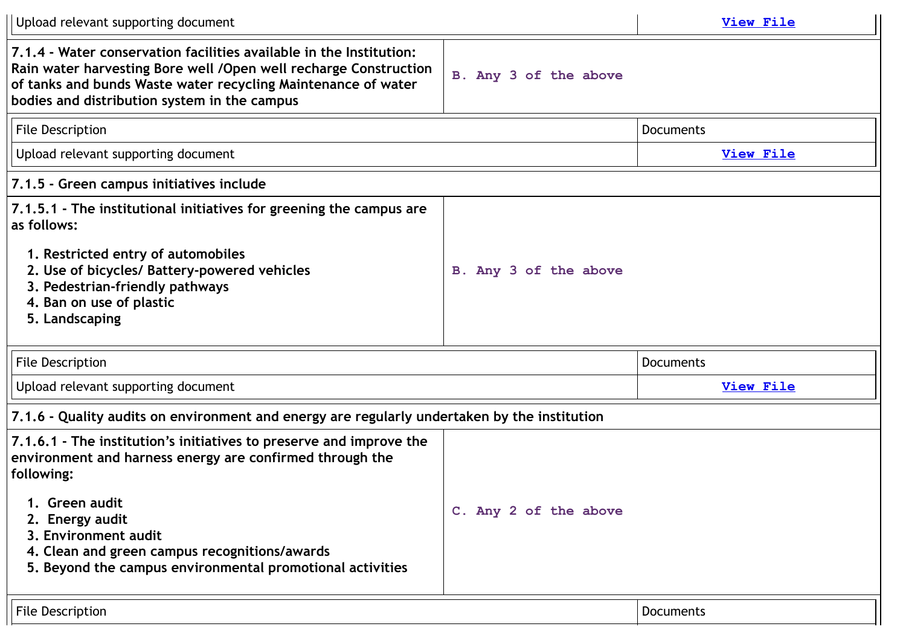| Upload relevant supporting document | View File |
|---|---|

| **7.1.4 - Water conservation facilities available in the Institution: Rain water harvesting Bore well /Open well recharge Construction of tanks and bunds Waste water recycling Maintenance of water bodies and distribution system in the campus** | B. Any 3 of the above |
|---|---|

| File Description | Documents |
|---|---|
| Upload relevant supporting document | View File |

**7.1.5 - Green campus initiatives include**

**7.1.5.1 - The institutional initiatives for greening the campus are as follows:**

1. **Restricted entry of automobiles**
2. **Use of bicycles/ Battery-powered vehicles**
3. **Pedestrian-friendly pathways**
4. **Ban on use of plastic**
5. **Landscaping**

B. Any 3 of the above

| File Description | Documents |
|---|---|
| Upload relevant supporting document | View File |

**7.1.6 - Quality audits on environment and energy are regularly undertaken by the institution**

**7.1.6.1 - The institution's initiatives to preserve and improve the environment and harness energy are confirmed through the following:**

1. **Green audit**
2. **Energy audit**
3. **Environment audit**
4. **Clean and green campus recognitions/awards**
5. **Beyond the campus environmental promotional activities**

C. Any 2 of the above

| File Description | Documents |
|---|---|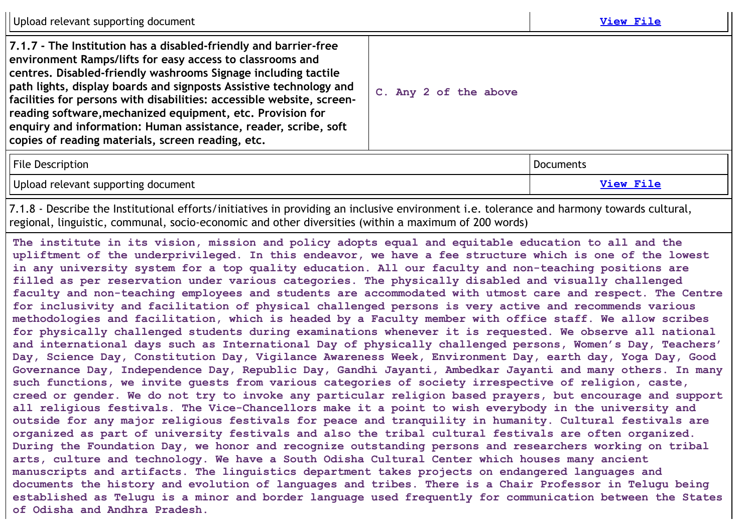| Upload relevant supporting document | View File |
|---|---|

| **7.1.7 - The Institution has a disabled-friendly and barrier-free environment Ramps/lifts for easy access to classrooms and centres. Disabled-friendly washrooms Signage including tactile path lights, display boards and signposts Assistive technology and facilities for persons with disabilities: accessible website, screen-reading software,mechanized equipment, etc. Provision for enquiry and information: Human assistance, reader, scribe, soft copies of reading materials, screen reading, etc.** | **C. Any 2 of the above** |
|---|---|

| File Description | Documents |
|---|---|
| Upload relevant supporting document | View File |

7.1.8 - Describe the Institutional efforts/initiatives in providing an inclusive environment i.e. tolerance and harmony towards cultural, regional, linguistic, communal, socio-economic and other diversities (within a maximum of 200 words)

**The institute in its vision, mission and policy adopts equal and equitable education to all and the upliftment of the underprivileged. In this endeavor, we have a fee structure which is one of the lowest in any university system for a top quality education. All our faculty and non-teaching positions are filled as per reservation under various categories. The physically disabled and visually challenged faculty and non-teaching employees and students are accommodated with utmost care and respect. The Centre for inclusivity and facilitation of physical challenged persons is very active and recommends various methodologies and facilitation, which is headed by a Faculty member with office staff. We allow scribes for physically challenged students during examinations whenever it is requested. We observe all national and international days such as International Day of physically challenged persons, Women's Day, Teachers' Day, Science Day, Constitution Day, Vigilance Awareness Week, Environment Day, earth day, Yoga Day, Good Governance Day, Independence Day, Republic Day, Gandhi Jayanti, Ambedkar Jayanti and many others. In many such functions, we invite guests from various categories of society irrespective of religion, caste, creed or gender. We do not try to invoke any particular religion based prayers, but encourage and support all religious festivals. The Vice-Chancellors make it a point to wish everybody in the university and outside for any major religious festivals for peace and tranquility in humanity. Cultural festivals are organized as part of university festivals and also the tribal cultural festivals are often organized. During the Foundation Day, we honor and recognize outstanding persons and researchers working on tribal arts, culture and technology. We have a South Odisha Cultural Center which houses many ancient manuscripts and artifacts. The linguistics department takes projects on endangered languages and documents the history and evolution of languages and tribes. There is a Chair Professor in Telugu being established as Telugu is a minor and border language used frequently for communication between the States of Odisha and Andhra Pradesh.**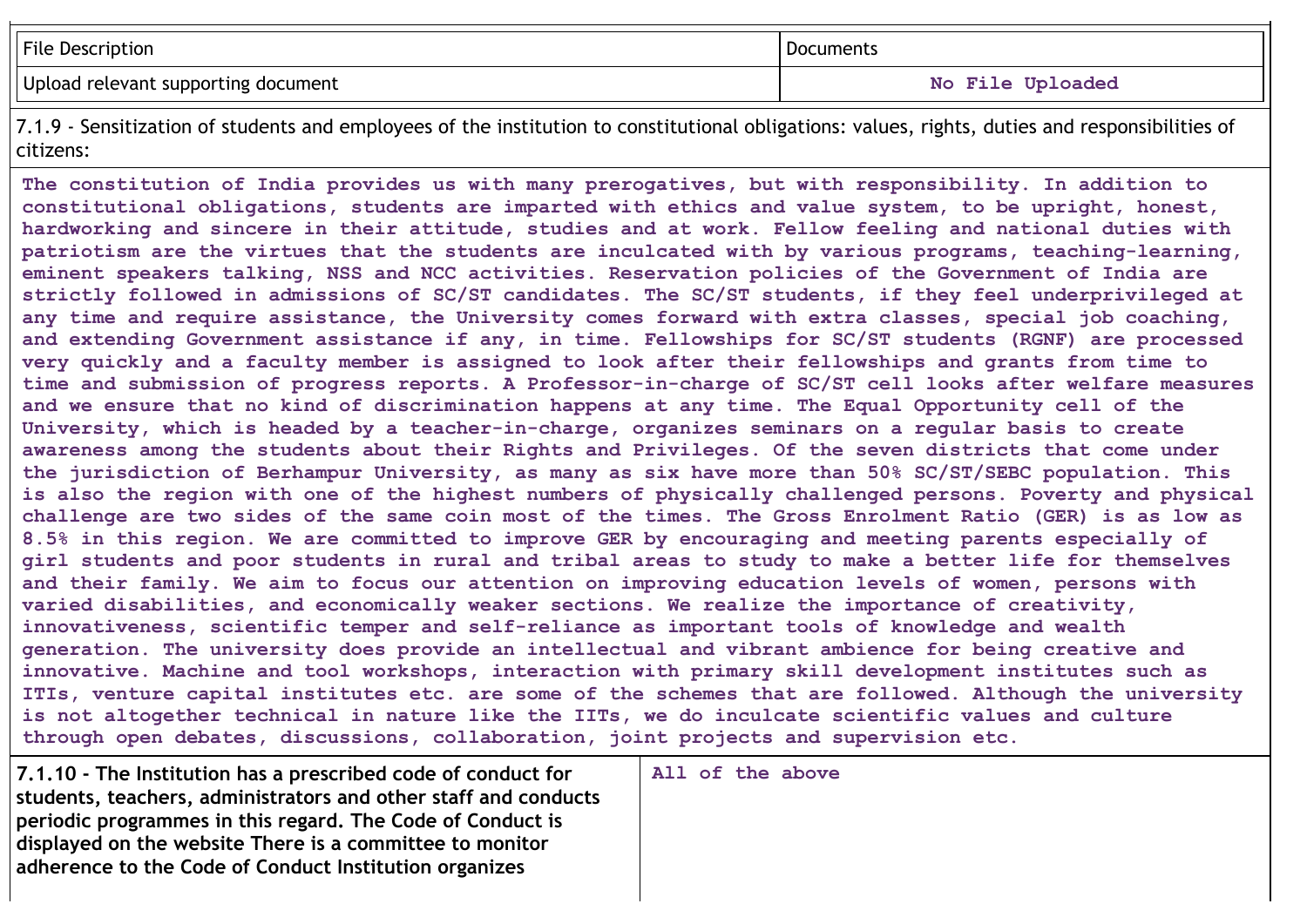| File Description | Documents |
|---|---|
| Upload relevant supporting document | No File Uploaded |

7.1.9 - Sensitization of students and employees of the institution to constitutional obligations: values, rights, duties and responsibilities of citizens:

The constitution of India provides us with many prerogatives, but with responsibility. In addition to constitutional obligations, students are imparted with ethics and value system, to be upright, honest, hardworking and sincere in their attitude, studies and at work. Fellow feeling and national duties with patriotism are the virtues that the students are inculcated with by various programs, teaching-learning, eminent speakers talking, NSS and NCC activities. Reservation policies of the Government of India are strictly followed in admissions of SC/ST candidates. The SC/ST students, if they feel underprivileged at any time and require assistance, the University comes forward with extra classes, special job coaching, and extending Government assistance if any, in time. Fellowships for SC/ST students (RGNF) are processed very quickly and a faculty member is assigned to look after their fellowships and grants from time to time and submission of progress reports. A Professor-in-charge of SC/ST cell looks after welfare measures and we ensure that no kind of discrimination happens at any time. The Equal Opportunity cell of the University, which is headed by a teacher-in-charge, organizes seminars on a regular basis to create awareness among the students about their Rights and Privileges. Of the seven districts that come under the jurisdiction of Berhampur University, as many as six have more than 50% SC/ST/SEBC population. This is also the region with one of the highest numbers of physically challenged persons. Poverty and physical challenge are two sides of the same coin most of the times. The Gross Enrolment Ratio (GER) is as low as 8.5% in this region. We are committed to improve GER by encouraging and meeting parents especially of girl students and poor students in rural and tribal areas to study to make a better life for themselves and their family. We aim to focus our attention on improving education levels of women, persons with varied disabilities, and economically weaker sections. We realize the importance of creativity, innovativeness, scientific temper and self-reliance as important tools of knowledge and wealth generation. The university does provide an intellectual and vibrant ambience for being creative and innovative. Machine and tool workshops, interaction with primary skill development institutes such as ITIs, venture capital institutes etc. are some of the schemes that are followed. Although the university is not altogether technical in nature like the IITs, we do inculcate scientific values and culture through open debates, discussions, collaboration, joint projects and supervision etc.

| **7.1.10 - The Institution has a prescribed code of conduct for students, teachers, administrators and other staff and conducts periodic programmes in this regard. The Code of Conduct is displayed on the website There is a committee to monitor adherence to the Code of Conduct Institution organizes** | All of the above |
|---|---|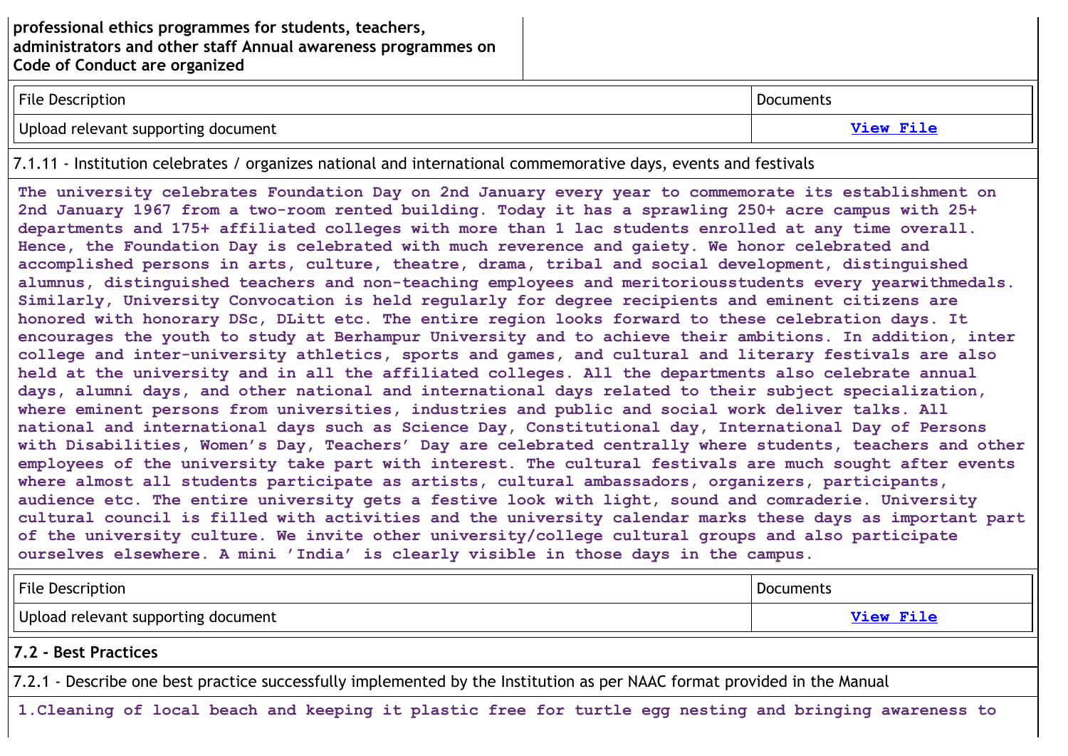| professional ethics programmes for students, teachers, administrators and other staff Annual awareness programmes on Code of Conduct are organized | |
|---|---|

| File Description | Documents |
|---|---|
| Upload relevant supporting document | View File |

7.1.11 - Institution celebrates / organizes national and international commemorative days, events and festivals

The university celebrates Foundation Day on 2nd January every year to commemorate its establishment on 2nd January 1967 from a two-room rented building. Today it has a sprawling 250+ acre campus with 25+ departments and 175+ affiliated colleges with more than 1 lac students enrolled at any time overall. Hence, the Foundation Day is celebrated with much reverence and gaiety. We honor celebrated and accomplished persons in arts, culture, theatre, drama, tribal and social development, distinguished alumnus, distinguished teachers and non-teaching employees and meritoriousstudents every yearwithmedals. Similarly, University Convocation is held regularly for degree recipients and eminent citizens are honored with honorary DSc, DLitt etc. The entire region looks forward to these celebration days. It encourages the youth to study at Berhampur University and to achieve their ambitions. In addition, inter college and inter-university athletics, sports and games, and cultural and literary festivals are also held at the university and in all the affiliated colleges. All the departments also celebrate annual days, alumni days, and other national and international days related to their subject specialization, where eminent persons from universities, industries and public and social work deliver talks. All national and international days such as Science Day, Constitutional day, International Day of Persons with Disabilities, Women's Day, Teachers' Day are celebrated centrally where students, teachers and other employees of the university take part with interest. The cultural festivals are much sought after events where almost all students participate as artists, cultural ambassadors, organizers, participants, audience etc. The entire university gets a festive look with light, sound and comraderie. University cultural council is filled with activities and the university calendar marks these days as important part of the university culture. We invite other university/college cultural groups and also participate ourselves elsewhere. A mini 'India' is clearly visible in those days in the campus.

| File Description | Documents |
|---|---|
| Upload relevant supporting document | View File |

## 7.2 - Best Practices

7.2.1 - Describe one best practice successfully implemented by the Institution as per NAAC format provided in the Manual

1.Cleaning of local beach and keeping it plastic free for turtle egg nesting and bringing awareness to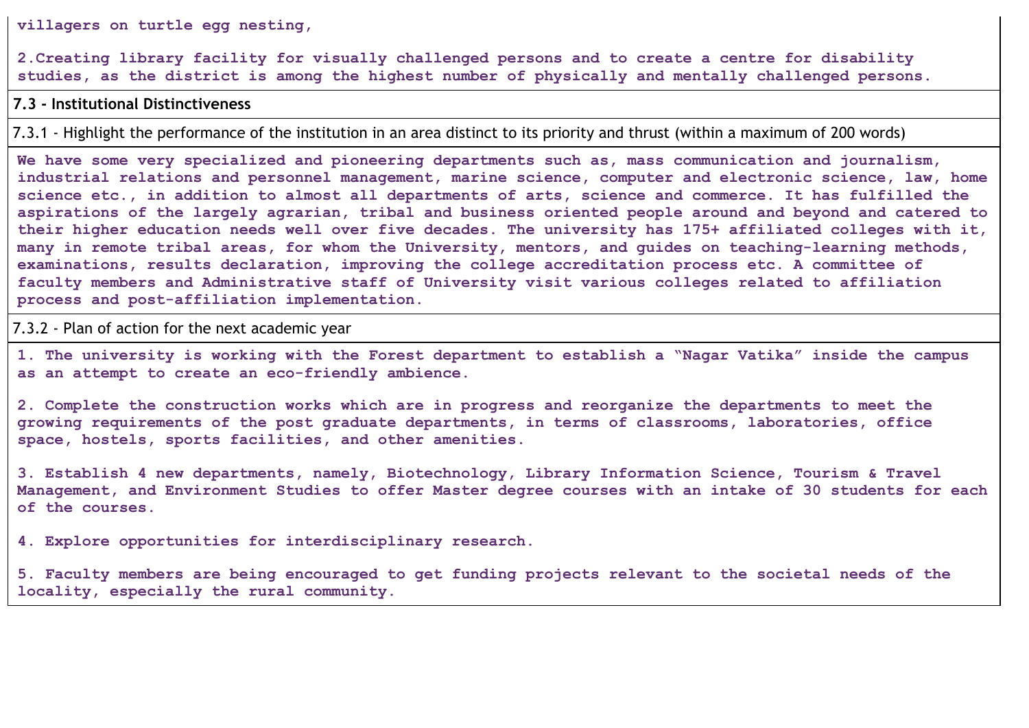**villagers on turtle egg nesting,**

**2.Creating library facility for visually challenged persons and to create a centre for disability studies, as the district is among the highest number of physically and mentally challenged persons.**

### 7.3 – Institutional Distinctiveness

7.3.1 - Highlight the performance of the institution in an area distinct to its priority and thrust (within a maximum of 200 words)

**We have some very specialized and pioneering departments such as, mass communication and journalism, industrial relations and personnel management, marine science, computer and electronic science, law, home science etc., in addition to almost all departments of arts, science and commerce. It has fulfilled the aspirations of the largely agrarian, tribal and business oriented people around and beyond and catered to their higher education needs well over five decades. The university has 175+ affiliated colleges with it, many in remote tribal areas, for whom the University, mentors, and guides on teaching-learning methods, examinations, results declaration, improving the college accreditation process etc. A committee of faculty members and Administrative staff of University visit various colleges related to affiliation process and post-affiliation implementation.**

7.3.2 - Plan of action for the next academic year

**1. The university is working with the Forest department to establish a "Nagar Vatika" inside the campus as an attempt to create an eco-friendly ambience.**

**2. Complete the construction works which are in progress and reorganize the departments to meet the growing requirements of the post graduate departments, in terms of classrooms, laboratories, office space, hostels, sports facilities, and other amenities.**

**3. Establish 4 new departments, namely, Biotechnology, Library Information Science, Tourism & Travel Management, and Environment Studies to offer Master degree courses with an intake of 30 students for each of the courses.**

**4. Explore opportunities for interdisciplinary research.**

**5. Faculty members are being encouraged to get funding projects relevant to the societal needs of the locality, especially the rural community.**